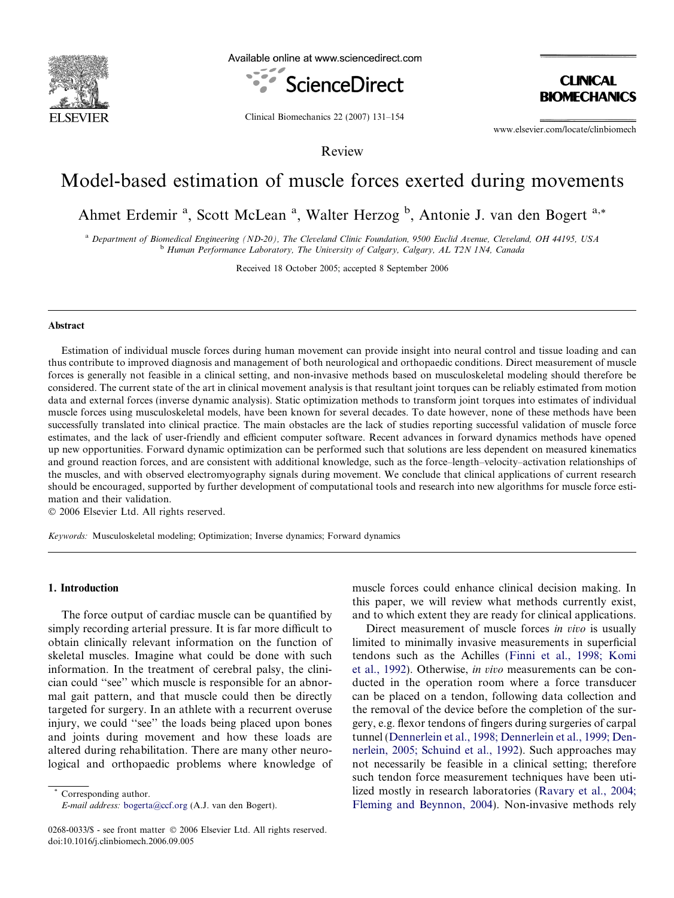Review

# Model-based estimation of muscle forces exerted during movements

Ahmet Erdemir [a], Scott McLean [a], Walter Herzog [b], Antonie J. van den Bogert [a,*]

[a] Department of Biomedical Engineering (ND-20), The Cleveland Clinic Foundation, 9500 Euclid Avenue, Cleveland, OH 44195, USA
[b] Human Performance Laboratory, The University of Calgary, Calgary, AL T2N 1N4, Canada

Received 18 October 2005; accepted 8 September 2006

## Abstract

Estimation of individual muscle forces during human movement can provide insight into neural control and tissue loading and can thus contribute to improved diagnosis and management of both neurological and orthopaedic conditions. Direct measurement of muscle forces is generally not feasible in a clinical setting, and non-invasive methods based on musculoskeletal modeling should therefore be considered. The current state of the art in clinical movement analysis is that resultant joint torques can be reliably estimated from motion data and external forces (inverse dynamic analysis). Static optimization methods to transform joint torques into estimates of individual muscle forces using musculoskeletal models, have been known for several decades. To date however, none of these methods have been successfully translated into clinical practice. The main obstacles are the lack of studies reporting successful validation of muscle force estimates, and the lack of user-friendly and efficient computer software. Recent advances in forward dynamics methods have opened up new opportunities. Forward dynamic optimization can be performed such that solutions are less dependent on measured kinematics and ground reaction forces, and are consistent with additional knowledge, such as the force–length–velocity–activation relationships of the muscles, and with observed electromyography signals during movement. We conclude that clinical applications of current research should be encouraged, supported by further development of computational tools and research into new algorithms for muscle force estimation and their validation.

© 2006 Elsevier Ltd. All rights reserved.

*Keywords:* Musculoskeletal modeling; Optimization; Inverse dynamics; Forward dynamics

## 1. Introduction

The force output of cardiac muscle can be quantified by simply recording arterial pressure. It is far more difficult to obtain clinically relevant information on the function of skeletal muscles. Imagine what could be done with such information. In the treatment of cerebral palsy, the clinician could ''see'' which muscle is responsible for an abnormal gait pattern, and that muscle could then be directly targeted for surgery. In an athlete with a recurrent overuse injury, we could ''see'' the loads being placed upon bones and joints during movement and how these loads are altered during rehabilitation. There are many other neurological and orthopaedic problems where knowledge of muscle forces could enhance clinical decision making. In this paper, we will review what methods currently exist, and to which extent they are ready for clinical applications.

Direct measurement of muscle forces *in vivo* is usually limited to minimally invasive measurements in superficial tendons such as the Achilles (Finni et al., 1998; Komi et al., 1992). Otherwise, *in vivo* measurements can be conducted in the operation room where a force transducer can be placed on a tendon, following data collection and the removal of the device before the completion of the surgery, e.g. flexor tendons of fingers during surgeries of carpal tunnel (Dennerlein et al., 1998; Dennerlein et al., 1999; Dennerlein, 2005; Schuind et al., 1992). Such approaches may not necessarily be feasible in a clinical setting; therefore such tendon force measurement techniques have been utilized mostly in research laboratories (Ravary et al., 2004; Fleming and Beynnon, 2004). Non-invasive methods rely

* Corresponding author.
*E-mail address:* bogerta@ccf.org (A.J. van den Bogert).

0268-0033/$ - see front matter © 2006 Elsevier Ltd. All rights reserved.
doi:10.1016/j.clinbiomech.2006.09.005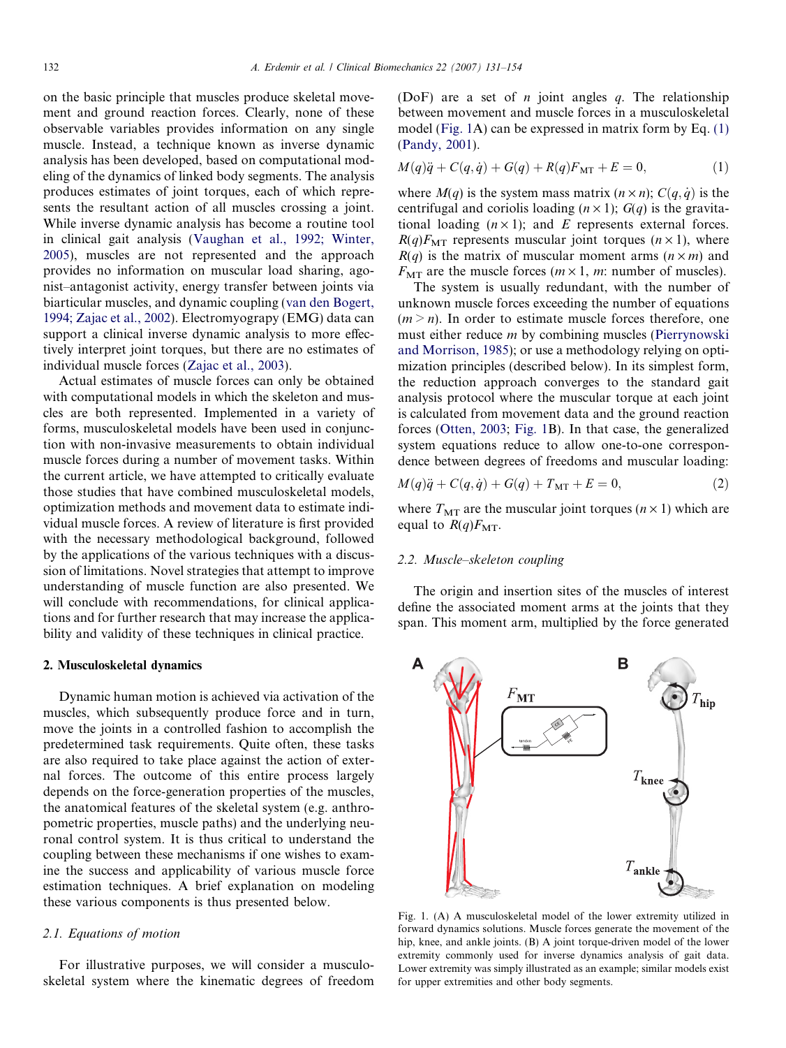on the basic principle that muscles produce skeletal movement and ground reaction forces. Clearly, none of these observable variables provides information on any single muscle. Instead, a technique known as inverse dynamic analysis has been developed, based on computational modeling of the dynamics of linked body segments. The analysis produces estimates of joint torques, each of which represents the resultant action of all muscles crossing a joint. While inverse dynamic analysis has become a routine tool in clinical gait analysis (Vaughan et al., 1992; Winter, 2005), muscles are not represented and the approach provides no information on muscular load sharing, agonist–antagonist activity, energy transfer between joints via biarticular muscles, and dynamic coupling (van den Bogert, 1994; Zajac et al., 2002). Electromyography (EMG) data can support a clinical inverse dynamic analysis to more effectively interpret joint torques, but there are no estimates of individual muscle forces (Zajac et al., 2003).

Actual estimates of muscle forces can only be obtained with computational models in which the skeleton and muscles are both represented. Implemented in a variety of forms, musculoskeletal models have been used in conjunction with non-invasive measurements to obtain individual muscle forces during a number of movement tasks. Within the current article, we have attempted to critically evaluate those studies that have combined musculoskeletal models, optimization methods and movement data to estimate individual muscle forces. A review of literature is first provided with the necessary methodological background, followed by the applications of the various techniques with a discussion of limitations. Novel strategies that attempt to improve understanding of muscle function are also presented. We will conclude with recommendations, for clinical applications and for further research that may increase the applicability and validity of these techniques in clinical practice.

## 2. Musculoskeletal dynamics

Dynamic human motion is achieved via activation of the muscles, which subsequently produce force and in turn, move the joints in a controlled fashion to accomplish the predetermined task requirements. Quite often, these tasks are also required to take place against the action of external forces. The outcome of this entire process largely depends on the force-generation properties of the muscles, the anatomical features of the skeletal system (e.g. anthropometric properties, muscle paths) and the underlying neuronal control system. It is thus critical to understand the coupling between these mechanisms if one wishes to examine the success and applicability of various muscle force estimation techniques. A brief explanation on modeling these various components is thus presented below.

### 2.1. Equations of motion

For illustrative purposes, we will consider a musculoskeletal system where the kinematic degrees of freedom (DoF) are a set of $n$ joint angles $q$. The relationship between movement and muscle forces in a musculoskeletal model (Fig. 1A) can be expressed in matrix form by Eq. (1) (Pandy, 2001).

$$M(q)\ddot{q} + C(q,\dot{q}) + G(q) + R(q)F_{\mathrm{MT}} + E = 0, \tag{1}$$

where $M(q)$ is the system mass matrix ($n \times n$); $C(q,\dot{q})$ is the centrifugal and coriolis loading ($n \times 1$); $G(q)$ is the gravitational loading ($n \times 1$); and $E$ represents external forces. $R(q)F_{\mathrm{MT}}$ represents muscular joint torques ($n \times 1$), where $R(q)$ is the matrix of muscular moment arms ($n \times m$) and $F_{\mathrm{MT}}$ are the muscle forces ($m \times 1$, $m$: number of muscles).

The system is usually redundant, with the number of unknown muscle forces exceeding the number of equations ($m > n$). In order to estimate muscle forces therefore, one must either reduce $m$ by combining muscles (Pierrynowski and Morrison, 1985); or use a methodology relying on optimization principles (described below). In its simplest form, the reduction approach converges to the standard gait analysis protocol where the muscular torque at each joint is calculated from movement data and the ground reaction forces (Otten, 2003; Fig. 1B). In that case, the generalized system equations reduce to allow one-to-one correspondence between degrees of freedoms and muscular loading:

$$M(q)\ddot{q} + C(q,\dot{q}) + G(q) + T_{\mathrm{MT}} + E = 0, \tag{2}$$

where $T_{\mathrm{MT}}$ are the muscular joint torques ($n \times 1$) which are equal to $R(q)F_{\mathrm{MT}}$.

### 2.2. Muscle–skeleton coupling

The origin and insertion sites of the muscles of interest define the associated moment arms at the joints that they span. This moment arm, multiplied by the force generated

A

$F_{\mathrm{MT}}$

B

$T_{\mathrm{hip}}$

$T_{\mathrm{knee}}$

$T_{\mathrm{ankle}}$

Fig. 1. (A) A musculoskeletal model of the lower extremity utilized in forward dynamics solutions. Muscle forces generate the movement of the hip, knee, and ankle joints. (B) A joint torque-driven model of the lower extremity commonly used for inverse dynamics analysis of gait data. Lower extremity was simply illustrated as an example; similar models exist for upper extremities and other body segments.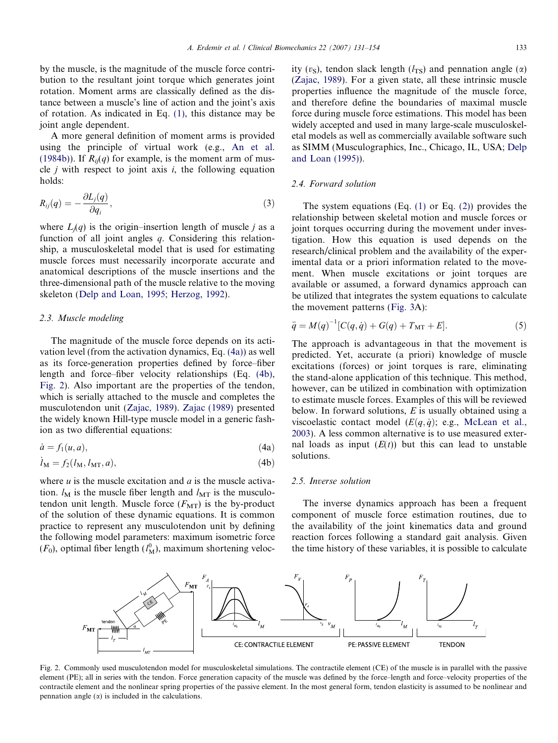by the muscle, is the magnitude of the muscle force contribution to the resultant joint torque which generates joint rotation. Moment arms are classically defined as the distance between a muscle's line of action and the joint's axis of rotation. As indicated in Eq. (1), this distance may be joint angle dependent.

A more general definition of moment arms is provided using the principle of virtual work (e.g., An et al. (1984b)). If $R_{ij}(q)$ for example, is the moment arm of muscle $j$ with respect to joint axis $i$, the following equation holds:

$$R_{ij}(q) = -\frac{\partial L_j(q)}{\partial q_i}, \tag{3}$$

where $L_j(q)$ is the origin–insertion length of muscle $j$ as a function of all joint angles $q$. Considering this relationship, a musculoskeletal model that is used for estimating muscle forces must necessarily incorporate accurate and anatomical descriptions of the muscle insertions and the three-dimensional path of the muscle relative to the moving skeleton (Delp and Loan, 1995; Herzog, 1992).

### 2.3. Muscle modeling

The magnitude of the muscle force depends on its activation level (from the activation dynamics, Eq. (4a)) as well as its force-generation properties defined by force–fiber length and force–fiber velocity relationships (Eq. (4b), Fig. 2). Also important are the properties of the tendon, which is serially attached to the muscle and completes the musculotendon unit (Zajac, 1989). Zajac (1989) presented the widely known Hill-type muscle model in a generic fashion as two differential equations:

$$\dot{a} = f_1(u, a), \tag{4a}$$

$$\dot{l}_M = f_2(l_M, l_{MT}, a), \tag{4b}$$

where $u$ is the muscle excitation and $a$ is the muscle activation. $l_M$ is the muscle fiber length and $l_{MT}$ is the musculotendon unit length. Muscle force ($F_{MT}$) is the by-product of the solution of these dynamic equations. It is common practice to represent any musculotendon unit by defining the following model parameters: maximum isometric force ($F_0$), optimal fiber length ($l_M^0$), maximum shortening velocity ($v_S$), tendon slack length ($l_{TS}$) and pennation angle ($\alpha$) (Zajac, 1989). For a given state, all these intrinsic muscle properties influence the magnitude of the muscle force, and therefore define the boundaries of maximal muscle force during muscle force estimations. This model has been widely accepted and used in many large-scale musculoskeletal models as well as commercially available software such as SIMM (Musculographics, Inc., Chicago, IL, USA; Delp and Loan (1995)).

### 2.4. Forward solution

The system equations (Eq. (1) or Eq. (2)) provides the relationship between skeletal motion and muscle forces or joint torques occurring during the movement under investigation. How this equation is used depends on the research/clinical problem and the availability of the experimental data or a priori information related to the movement. When muscle excitations or joint torques are available or assumed, a forward dynamics approach can be utilized that integrates the system equations to calculate the movement patterns (Fig. 3A):

$$\ddot{q} = M(q)^{-1}[C(q,\dot{q}) + G(q) + T_{MT} + E]. \tag{5}$$

The approach is advantageous in that the movement is predicted. Yet, accurate (a priori) knowledge of muscle excitations (forces) or joint torques is rare, eliminating the stand-alone application of this technique. This method, however, can be utilized in combination with optimization to estimate muscle forces. Examples of this will be reviewed below. In forward solutions, $E$ is usually obtained using a viscoelastic contact model ($E(q,\dot{q})$; e.g., McLean et al., 2003). A less common alternative is to use measured external loads as input ($E(t)$) but this can lead to unstable solutions.

### 2.5. Inverse solution

The inverse dynamics approach has been a frequent component of muscle force estimation routines, due to the availability of the joint kinematics data and ground reaction forces following a standard gait analysis. Given the time history of these variables, it is possible to calculate

$F_{MT}$ tendon $l_T$ $l_M$ CE PE $\alpha$ $l_{MT}$ $F_{MT}$

$F_A$ $F_0$ $l_{M_0}$ $l_M$

$F_V$ $F_A$ $v_S$ $v_M$

$F_P$ $l_{M_0}$ $l_M$

$F_T$ $l_{TS}$ $l_T$

CE: CONTRACTILE ELEMENT

PE: PASSIVE ELEMENT

TENDON

Fig. 2. Commonly used musculotendon model for musculoskeletal simulations. The contractile element (CE) of the muscle is in parallel with the passive element (PE); all in series with the tendon. Force generation capacity of the muscle was defined by the force–length and force–velocity properties of the contractile element and the nonlinear spring properties of the passive element. In the most general form, tendon elasticity is assumed to be nonlinear and pennation angle ($\alpha$) is included in the calculations.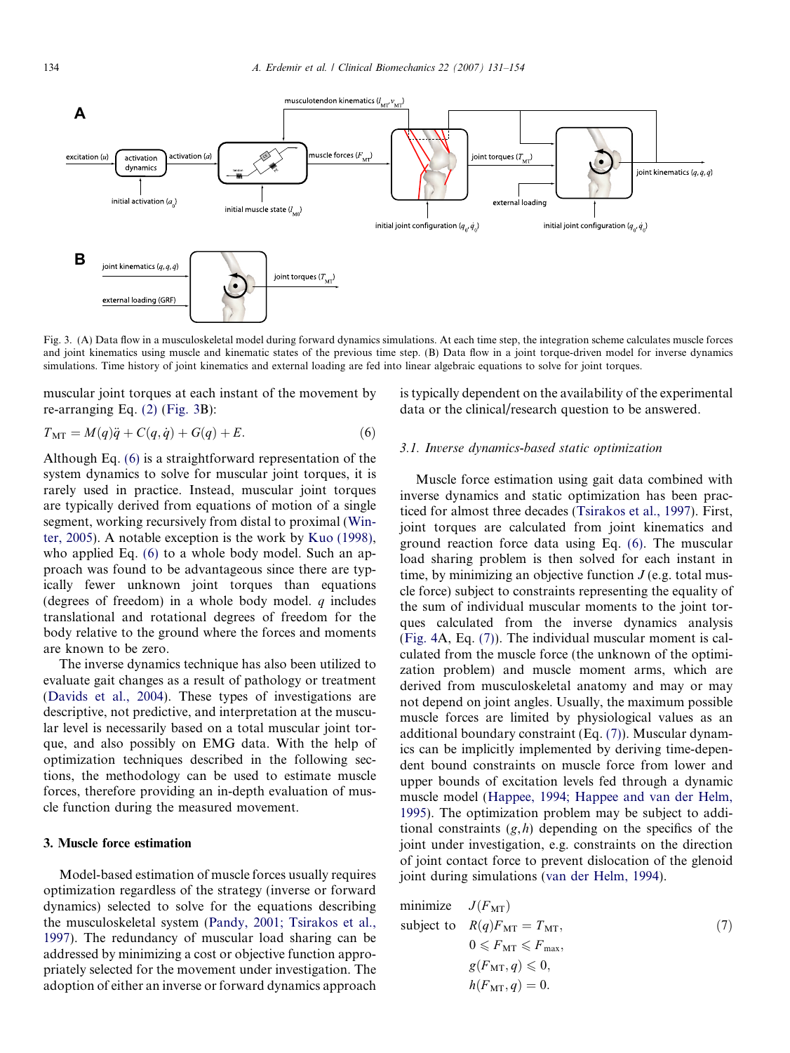A

musculotendon kinematics ($l_{MT}, v_{MT}$)

excitation ($u$)

activation dynamics

activation ($a$)

muscle forces ($F_{MT}$)

joint torques ($T_{MT}$)

joint kinematics ($q, \dot{q}, \ddot{q}$)

initial activation ($a_0$)

initial muscle state ($l_{M0}$)

initial joint configuration ($q_0, \dot{q}_0$)

external loading

initial joint configuration ($q_0, \dot{q}_0$)

B

joint kinematics ($q, \dot{q}, \ddot{q}$)

external loading (GRF)

joint torques ($T_{MT}$)

Fig. 3. (A) Data flow in a musculoskeletal model during forward dynamics simulations. At each time step, the integration scheme calculates muscle forces and joint kinematics using muscle and kinematic states of the previous time step. (B) Data flow in a joint torque-driven model for inverse dynamics simulations. Time history of joint kinematics and external loading are fed into linear algebraic equations to solve for joint torques.

muscular joint torques at each instant of the movement by re-arranging Eq. (2) (Fig. 3B):

$$T_{MT} = M(q)\ddot{q} + C(q, \dot{q}) + G(q) + E. \tag{6}$$

Although Eq. (6) is a straightforward representation of the system dynamics to solve for muscular joint torques, it is rarely used in practice. Instead, muscular joint torques are typically derived from equations of motion of a single segment, working recursively from distal to proximal (Winter, 2005). A notable exception is the work by Kuo (1998), who applied Eq. (6) to a whole body model. Such an approach was found to be advantageous since there are typically fewer unknown joint torques than equations (degrees of freedom) in a whole body model. $q$ includes translational and rotational degrees of freedom for the body relative to the ground where the forces and moments are known to be zero.

The inverse dynamics technique has also been utilized to evaluate gait changes as a result of pathology or treatment (Davids et al., 2004). These types of investigations are descriptive, not predictive, and interpretation at the muscular level is necessarily based on a total muscular joint torque, and also possibly on EMG data. With the help of optimization techniques described in the following sections, the methodology can be used to estimate muscle forces, therefore providing an in-depth evaluation of muscle function during the measured movement.

## 3. Muscle force estimation

Model-based estimation of muscle forces usually requires optimization regardless of the strategy (inverse or forward dynamics) selected to solve for the equations describing the musculoskeletal system (Pandy, 2001; Tsirakos et al., 1997). The redundancy of muscular load sharing can be addressed by minimizing a cost or objective function appropriately selected for the movement under investigation. The adoption of either an inverse or forward dynamics approach is typically dependent on the availability of the experimental data or the clinical/research question to be answered.

### 3.1. Inverse dynamics-based static optimization

Muscle force estimation using gait data combined with inverse dynamics and static optimization has been practiced for almost three decades (Tsirakos et al., 1997). First, joint torques are calculated from joint kinematics and ground reaction force data using Eq. (6). The muscular load sharing problem is then solved for each instant in time, by minimizing an objective function $J$ (e.g. total muscle force) subject to constraints representing the equality of the sum of individual muscular moments to the joint torques calculated from the inverse dynamics analysis (Fig. 4A, Eq. (7)). The individual muscular moment is calculated from the muscle force (the unknown of the optimization problem) and muscle moment arms, which are derived from musculoskeletal anatomy and may or may not depend on joint angles. Usually, the maximum possible muscle forces are limited by physiological values as an additional boundary constraint (Eq. (7)). Muscular dynamics can be implicitly implemented by deriving time-dependent bound constraints on muscle force from lower and upper bounds of excitation levels fed through a dynamic muscle model (Happee, 1994; Happee and van der Helm, 1995). The optimization problem may be subject to additional constraints ($g, h$) depending on the specifics of the joint under investigation, e.g. constraints on the direction of joint contact force to prevent dislocation of the glenoid joint during simulations (van der Helm, 1994).

$$\begin{aligned}
\text{minimize} \quad & J(F_{MT}) \\
\text{subject to} \quad & R(q)F_{MT} = T_{MT}, \\
& 0 \leqslant F_{MT} \leqslant F_{\max}, \\
& g(F_{MT}, q) \leqslant 0, \\
& h(F_{MT}, q) = 0.
\end{aligned} \tag{7}$$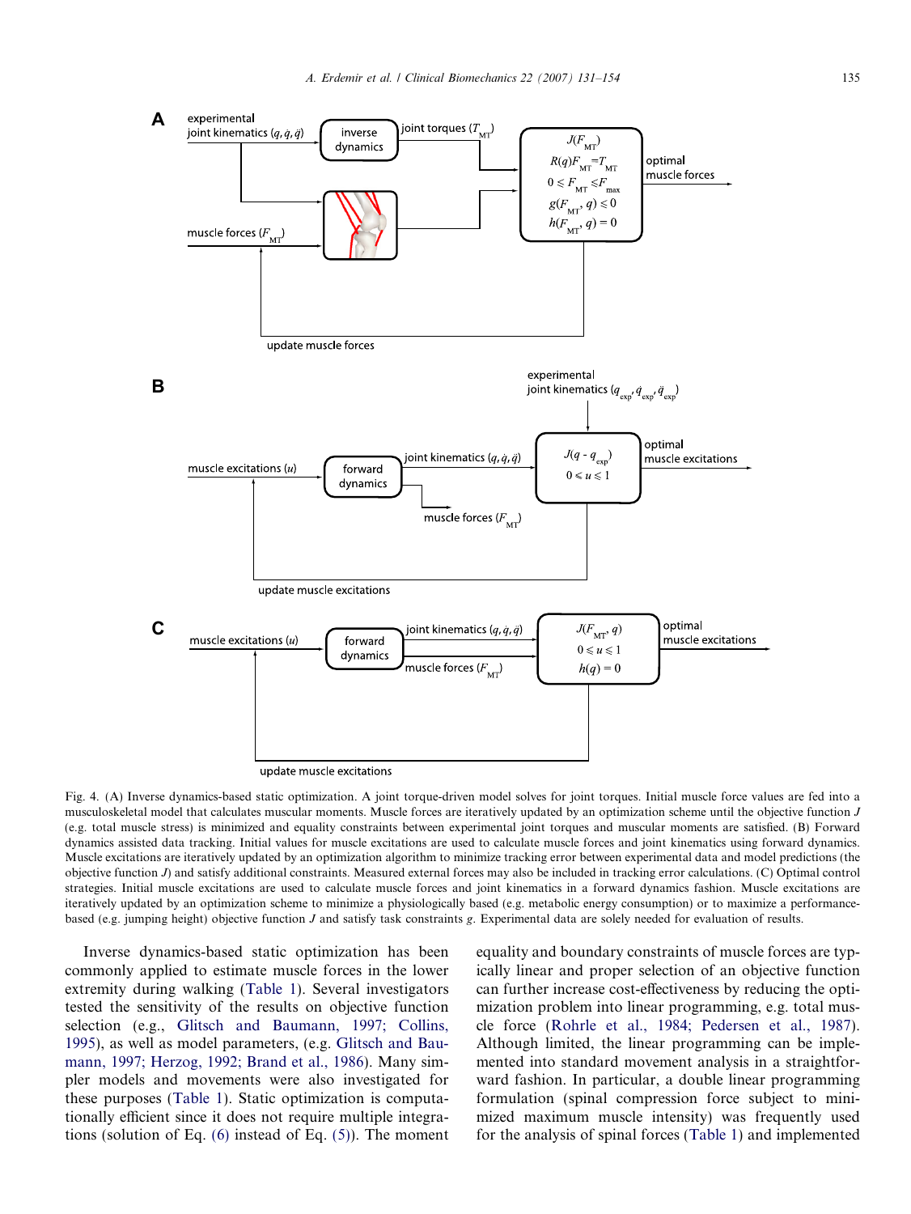A

experimental joint kinematics ($q, \dot{q}, \ddot{q}$)

inverse dynamics

joint torques ($T_{MT}$)

$J(F_{MT})$

$R(q)F_{MT} = T_{MT}$

$0 \leqslant F_{MT} \leqslant F_{max}$

$g(F_{MT}, q) \leqslant 0$

$h(F_{MT}, q) = 0$

optimal muscle forces

muscle forces ($F_{MT}$)

update muscle forces

B

experimental joint kinematics ($q_{exp}, \dot{q}_{exp}, \ddot{q}_{exp}$)

muscle excitations ($u$)

forward dynamics

joint kinematics ($q, \dot{q}, \ddot{q}$)

$J(q - q_{exp})$

$0 \leqslant u \leqslant 1$

optimal muscle excitations

muscle forces ($F_{MT}$)

update muscle excitations

C

muscle excitations ($u$)

forward dynamics

joint kinematics ($q, \dot{q}, \ddot{q}$)

muscle forces ($F_{MT}$)

$J(F_{MT}, q)$

$0 \leqslant u \leqslant 1$

$h(q) = 0$

optimal muscle excitations

update muscle excitations

Fig. 4. (A) Inverse dynamics-based static optimization. A joint torque-driven model solves for joint torques. Initial muscle force values are fed into a musculoskeletal model that calculates muscular moments. Muscle forces are iteratively updated by an optimization scheme until the objective function $J$ (e.g. total muscle stress) is minimized and equality constraints between experimental joint torques and muscular moments are satisfied. (B) Forward dynamics assisted data tracking. Initial values for muscle excitations are used to calculate muscle forces and joint kinematics using forward dynamics. Muscle excitations are iteratively updated by an optimization algorithm to minimize tracking error between experimental data and model predictions (the objective function $J$) and satisfy additional constraints. Measured external forces may also be included in tracking error calculations. (C) Optimal control strategies. Initial muscle excitations are used to calculate muscle forces and joint kinematics in a forward dynamics fashion. Muscle excitations are iteratively updated by an optimization scheme to minimize a physiologically based (e.g. metabolic energy consumption) or to maximize a performance-based (e.g. jumping height) objective function $J$ and satisfy task constraints $g$. Experimental data are solely needed for evaluation of results.

Inverse dynamics-based static optimization has been commonly applied to estimate muscle forces in the lower extremity during walking (Table 1). Several investigators tested the sensitivity of the results on objective function selection (e.g., Glitsch and Baumann, 1997; Collins, 1995), as well as model parameters, (e.g. Glitsch and Baumann, 1997; Herzog, 1992; Brand et al., 1986). Many simpler models and movements were also investigated for these purposes (Table 1). Static optimization is computationally efficient since it does not require multiple integrations (solution of Eq. (6) instead of Eq. (5)). The moment equality and boundary constraints of muscle forces are typically linear and proper selection of an objective function can further increase cost-effectiveness by reducing the optimization problem into linear programming, e.g. total muscle force (Rohrle et al., 1984; Pedersen et al., 1987). Although limited, the linear programming can be implemented into standard movement analysis in a straightforward fashion. In particular, a double linear programming formulation (spinal compression force subject to minimized maximum muscle intensity) was frequently used for the analysis of spinal forces (Table 1) and implemented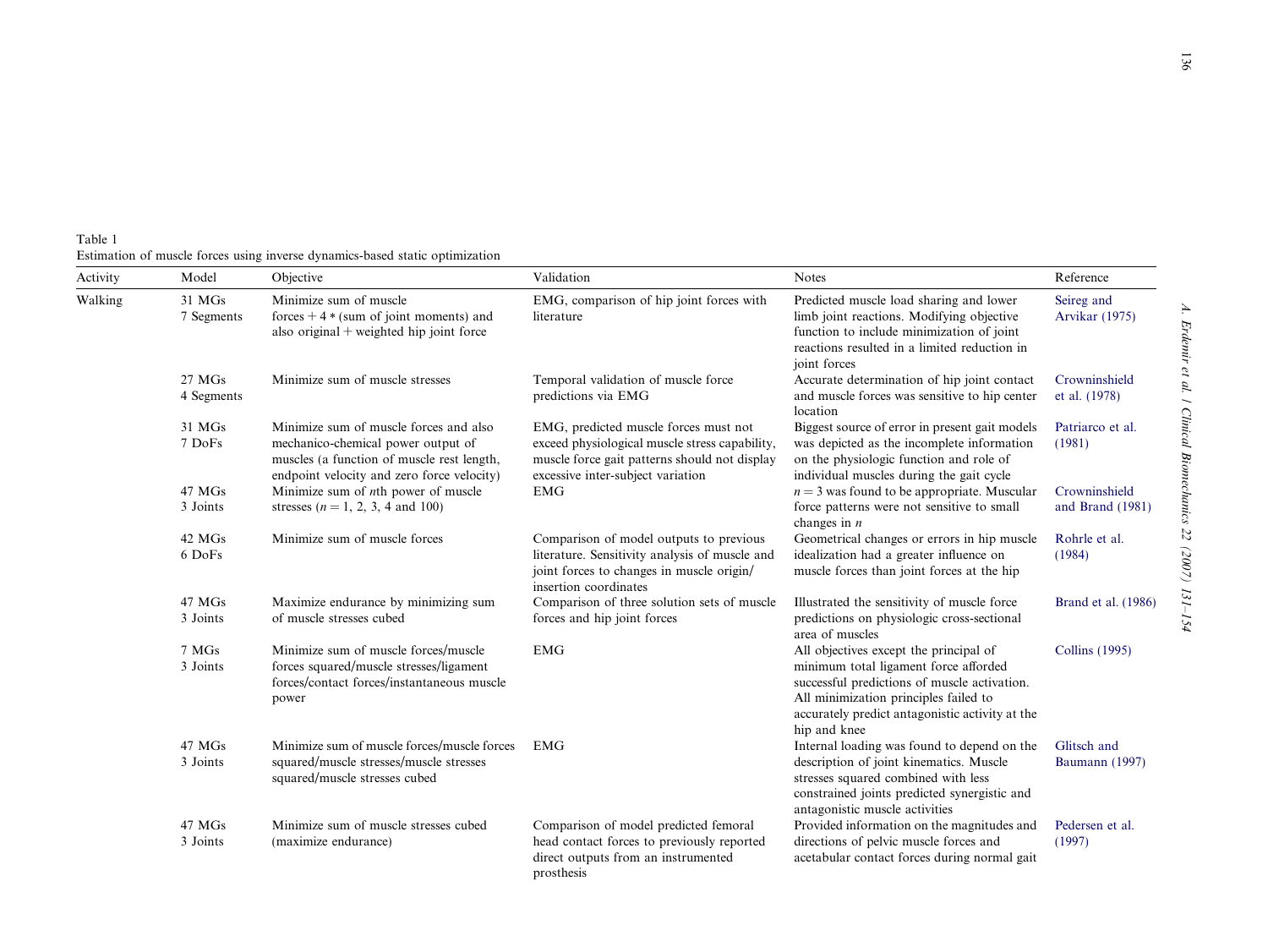Table 1
Estimation of muscle forces using inverse dynamics-based static optimization

| Activity | Model | Objective | Validation | Notes | Reference |
|---|---|---|---|---|---|
| Walking | 31 MGs 7 Segments | Minimize sum of muscle forces + 4 * (sum of joint moments) and also original + weighted hip joint force | EMG, comparison of hip joint forces with literature | Predicted muscle load sharing and lower limb joint reactions. Modifying objective function to include minimization of joint reactions resulted in a limited reduction in joint forces | Seireg and Arvikar (1975) |
| | 27 MGs 4 Segments | Minimize sum of muscle stresses | Temporal validation of muscle force predictions via EMG | Accurate determination of hip joint contact and muscle forces was sensitive to hip center location | Crowninshield et al. (1978) |
| | 31 MGs 7 DoFs | Minimize sum of muscle forces and also mechanico-chemical power output of muscles (a function of muscle rest length, endpoint velocity and zero force velocity) | EMG, predicted muscle forces must not exceed physiological muscle stress capability, muscle force gait patterns should not display excessive inter-subject variation | Biggest source of error in present gait models was depicted as the incomplete information on the physiologic function and role of individual muscles during the gait cycle | Patriarco et al. (1981) |
| | 47 MGs 3 Joints | Minimize sum of $n$th power of muscle stresses ($n = 1, 2, 3, 4$ and $100$) | EMG | $n = 3$ was found to be appropriate. Muscular force patterns were not sensitive to small changes in $n$ | Crowninshield and Brand (1981) |
| | 42 MGs 6 DoFs | Minimize sum of muscle forces | Comparison of model outputs to previous literature. Sensitivity analysis of muscle and joint forces to changes in muscle origin/insertion coordinates | Geometrical changes or errors in hip muscle idealization had a greater influence on muscle forces than joint forces at the hip | Rohrle et al. (1984) |
| | 47 MGs 3 Joints | Maximize endurance by minimizing sum of muscle stresses cubed | Comparison of three solution sets of muscle forces and hip joint forces | Illustrated the sensitivity of muscle force predictions on physiologic cross-sectional area of muscles | Brand et al. (1986) |
| | 7 MGs 3 Joints | Minimize sum of muscle forces/muscle forces squared/muscle stresses/ligament forces/contact forces/instantaneous muscle power | EMG | All objectives except the principal of minimum total ligament force afforded successful predictions of muscle activation. All minimization principles failed to accurately predict antagonistic activity at the hip and knee | Collins (1995) |
| | 47 MGs 3 Joints | Minimize sum of muscle forces/muscle forces squared/muscle stresses/muscle stresses squared/muscle stresses cubed | EMG | Internal loading was found to depend on the description of joint kinematics. Muscle stresses squared combined with less constrained joints predicted synergistic and antagonistic muscle activities | Glitsch and Baumann (1997) |
| | 47 MGs 3 Joints | Minimize sum of muscle stresses cubed (maximize endurance) | Comparison of model predicted femoral head contact forces to previously reported direct outputs from an instrumented prosthesis | Provided information on the magnitudes and directions of pelvic muscle forces and acetabular contact forces during normal gait | Pedersen et al. (1997) |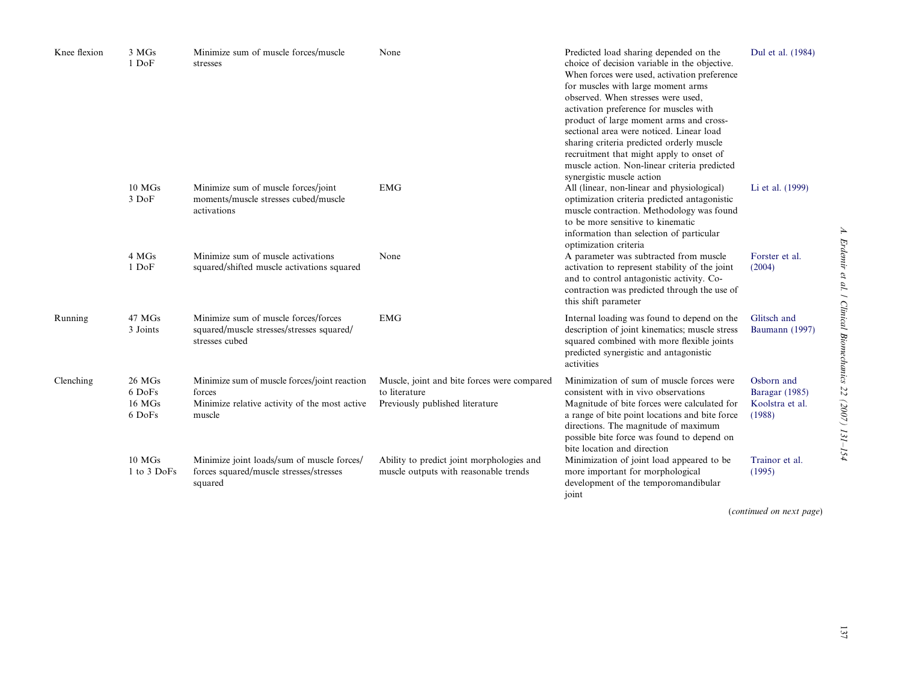| | | | | | |
|---|---|---|---|---|---|
| Knee flexion | 3 MGs<br>1 DoF | Minimize sum of muscle forces/muscle stresses | None | Predicted load sharing depended on the choice of decision variable in the objective. When forces were used, activation preference for muscles with large moment arms observed. When stresses were used, activation preference for muscles with product of large moment arms and cross-sectional area were noticed. Linear load sharing criteria predicted orderly muscle recruitment that might apply to onset of muscle action. Non-linear criteria predicted synergistic muscle action | Dul et al. (1984) |
| | 10 MGs<br>3 DoF | Minimize sum of muscle forces/joint moments/muscle stresses cubed/muscle activations | EMG | All (linear, non-linear and physiological) optimization criteria predicted antagonistic muscle contraction. Methodology was found to be more sensitive to kinematic information than selection of particular optimization criteria | Li et al. (1999) |
| | 4 MGs<br>1 DoF | Minimize sum of muscle activations squared/shifted muscle activations squared | None | A parameter was subtracted from muscle activation to represent stability of the joint and to control antagonistic activity. Co-contraction was predicted through the use of this shift parameter | Forster et al. (2004) |
| Running | 47 MGs<br>3 Joints | Minimize sum of muscle forces/forces squared/muscle stresses/stresses squared/stresses cubed | EMG | Internal loading was found to depend on the description of joint kinematics; muscle stress squared combined with more flexible joints predicted synergistic and antagonistic activities | Glitsch and Baumann (1997) |
| Clenching | 26 MGs<br>6 DoFs | Minimize sum of muscle forces/joint reaction forces | Muscle, joint and bite forces were compared to literature | Minimization of sum of muscle forces were consistent with in vivo observations | Osborn and Baragar (1985) |
| | 16 MGs<br>6 DoFs | Minimize relative activity of the most active muscle | Previously published literature | Magnitude of bite forces were calculated for a range of bite point locations and bite force directions. The magnitude of maximum possible bite force was found to depend on bite location and direction | Koolstra et al. (1988) |
| | 10 MGs<br>1 to 3 DoFs | Minimize joint loads/sum of muscle forces/forces squared/muscle stresses/stresses squared | Ability to predict joint morphologies and muscle outputs with reasonable trends | Minimization of joint load appeared to be more important for morphological development of the temporomandibular joint | Trainor et al. (1995) |

(*continued on next page*)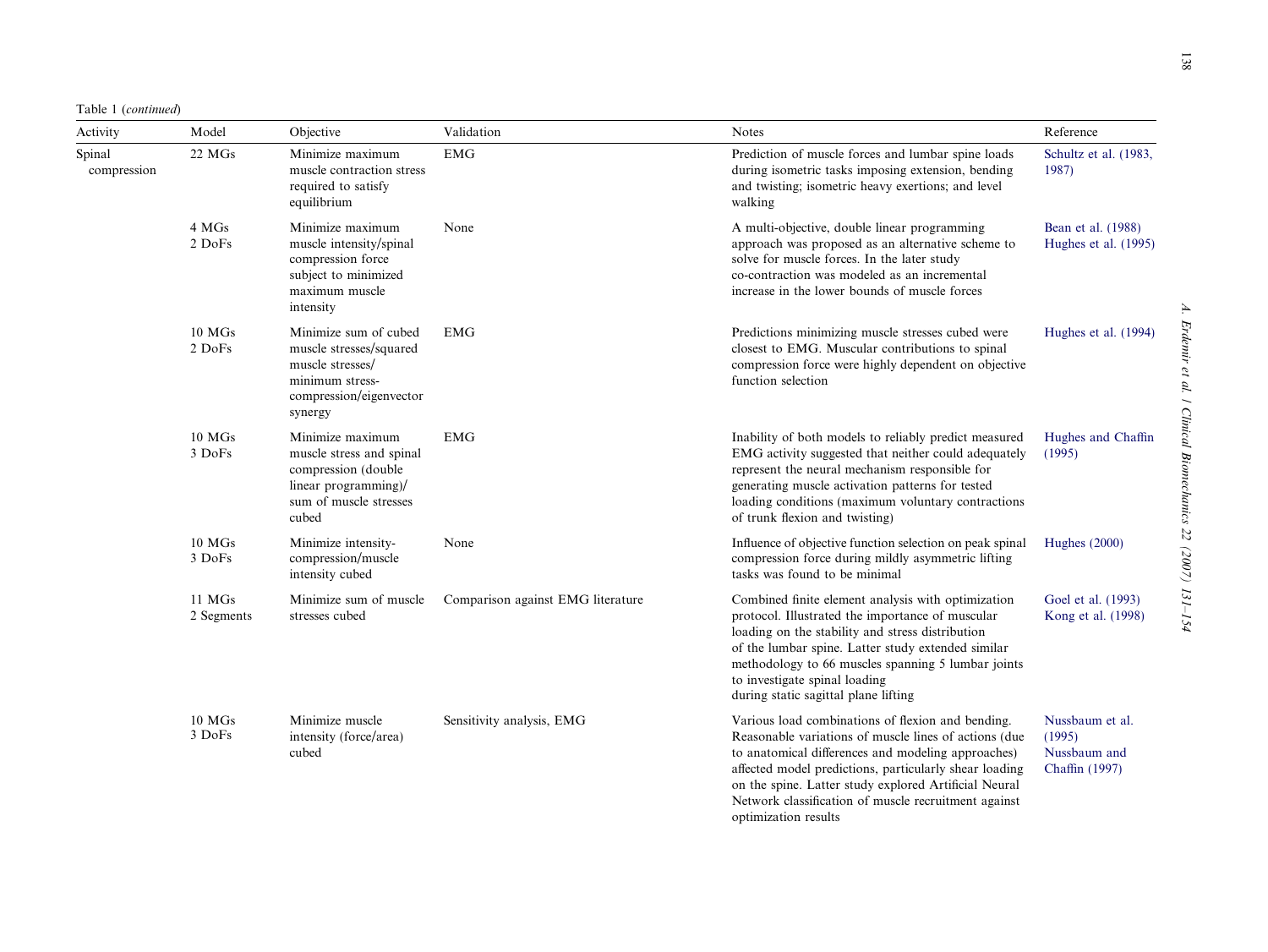Table 1 (*continued*)

| Activity | Model | Objective | Validation | Notes | Reference |
|---|---|---|---|---|---|
| Spinal compression | 22 MGs | Minimize maximum muscle contraction stress required to satisfy equilibrium | EMG | Prediction of muscle forces and lumbar spine loads during isometric tasks imposing extension, bending and twisting; isometric heavy exertions; and level walking | Schultz et al. (1983, 1987) |
| | 4 MGs 2 DoFs | Minimize maximum muscle intensity/spinal compression force subject to minimized maximum muscle intensity | None | A multi-objective, double linear programming approach was proposed as an alternative scheme to solve for muscle forces. In the later study co-contraction was modeled as an incremental increase in the lower bounds of muscle forces | Bean et al. (1988) Hughes et al. (1995) |
| | 10 MGs 2 DoFs | Minimize sum of cubed muscle stresses/squared muscle stresses/ minimum stress-compression/eigenvector synergy | EMG | Predictions minimizing muscle stresses cubed were closest to EMG. Muscular contributions to spinal compression force were highly dependent on objective function selection | Hughes et al. (1994) |
| | 10 MGs 3 DoFs | Minimize maximum muscle stress and spinal compression (double linear programming)/ sum of muscle stresses cubed | EMG | Inability of both models to reliably predict measured EMG activity suggested that neither could adequately represent the neural mechanism responsible for generating muscle activation patterns for tested loading conditions (maximum voluntary contractions of trunk flexion and twisting) | Hughes and Chaffin (1995) |
| | 10 MGs 3 DoFs | Minimize intensity-compression/muscle intensity cubed | None | Influence of objective function selection on peak spinal compression force during mildly asymmetric lifting tasks was found to be minimal | Hughes (2000) |
| | 11 MGs 2 Segments | Minimize sum of muscle stresses cubed | Comparison against EMG literature | Combined finite element analysis with optimization protocol. Illustrated the importance of muscular loading on the stability and stress distribution of the lumbar spine. Latter study extended similar methodology to 66 muscles spanning 5 lumbar joints to investigate spinal loading during static sagittal plane lifting | Goel et al. (1993) Kong et al. (1998) |
| | 10 MGs 3 DoFs | Minimize muscle intensity (force/area) cubed | Sensitivity analysis, EMG | Various load combinations of flexion and bending. Reasonable variations of muscle lines of actions (due to anatomical differences and modeling approaches) affected model predictions, particularly shear loading on the spine. Latter study explored Artificial Neural Network classification of muscle recruitment against optimization results | Nussbaum et al. (1995) Nussbaum and Chaffin (1997) |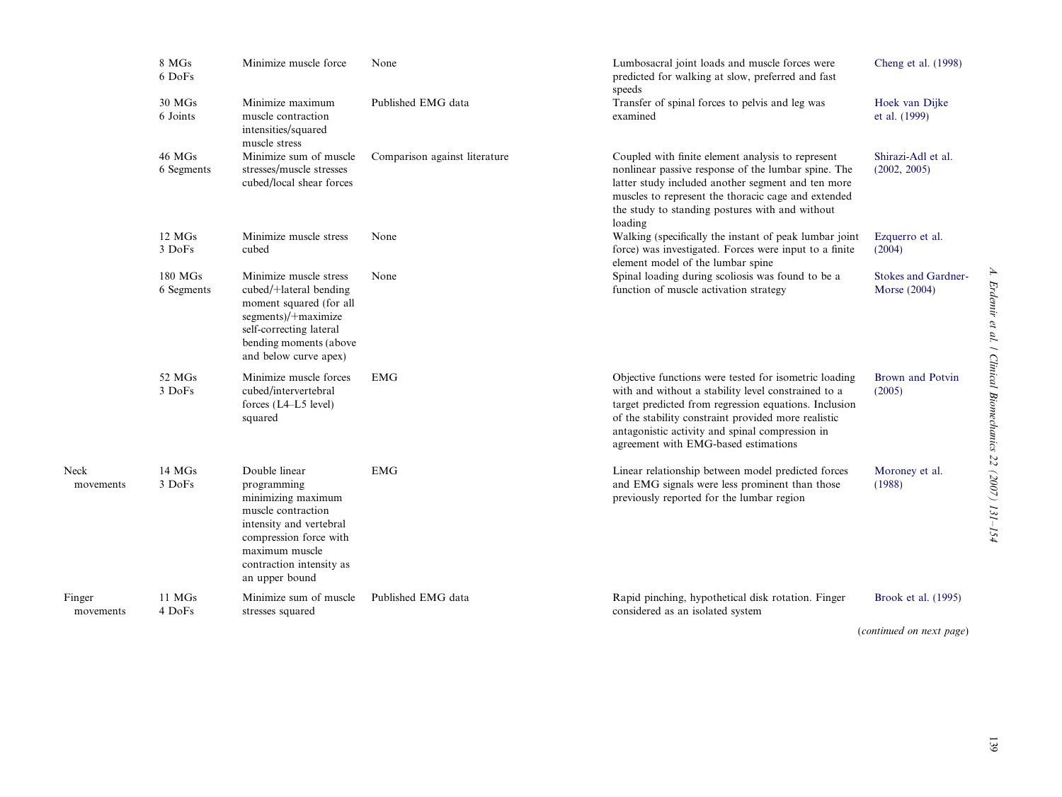| | | | | | |
|---|---|---|---|---|---|
| | 8 MGs<br>6 DoFs | Minimize muscle force | None | Lumbosacral joint loads and muscle forces were predicted for walking at slow, preferred and fast speeds | Cheng et al. (1998) |
| | 30 MGs<br>6 Joints | Minimize maximum muscle contraction intensities/squared muscle stress | Published EMG data | Transfer of spinal forces to pelvis and leg was examined | Hoek van Dijke et al. (1999) |
| | 46 MGs<br>6 Segments | Minimize sum of muscle stresses/muscle stresses cubed/local shear forces | Comparison against literature | Coupled with finite element analysis to represent nonlinear passive response of the lumbar spine. The latter study included another segment and ten more muscles to represent the thoracic cage and extended the study to standing postures with and without loading | Shirazi-Adl et al. (2002, 2005) |
| | 12 MGs<br>3 DoFs | Minimize muscle stress cubed | None | Walking (specifically the instant of peak lumbar joint force) was investigated. Forces were input to a finite element model of the lumbar spine | Ezquerro et al. (2004) |
| | 180 MGs<br>6 Segments | Minimize muscle stress cubed/+lateral bending moment squared (for all segments)/+maximize self-correcting lateral bending moments (above and below curve apex) | None | Spinal loading during scoliosis was found to be a function of muscle activation strategy | Stokes and Gardner-Morse (2004) |
| | 52 MGs<br>3 DoFs | Minimize muscle forces cubed/intervertebral forces (L4–L5 level) squared | EMG | Objective functions were tested for isometric loading with and without a stability level constrained to a target predicted from regression equations. Inclusion of the stability constraint provided more realistic antagonistic activity and spinal compression in agreement with EMG-based estimations | Brown and Potvin (2005) |
| Neck movements | 14 MGs<br>3 DoFs | Double linear programming minimizing maximum muscle contraction intensity and vertebral compression force with maximum muscle contraction intensity as an upper bound | EMG | Linear relationship between model predicted forces and EMG signals were less prominent than those previously reported for the lumbar region | Moroney et al. (1988) |
| Finger movements | 11 MGs<br>4 DoFs | Minimize sum of muscle stresses squared | Published EMG data | Rapid pinching, hypothetical disk rotation. Finger considered as an isolated system | Brook et al. (1995) |

(*continued on next page*)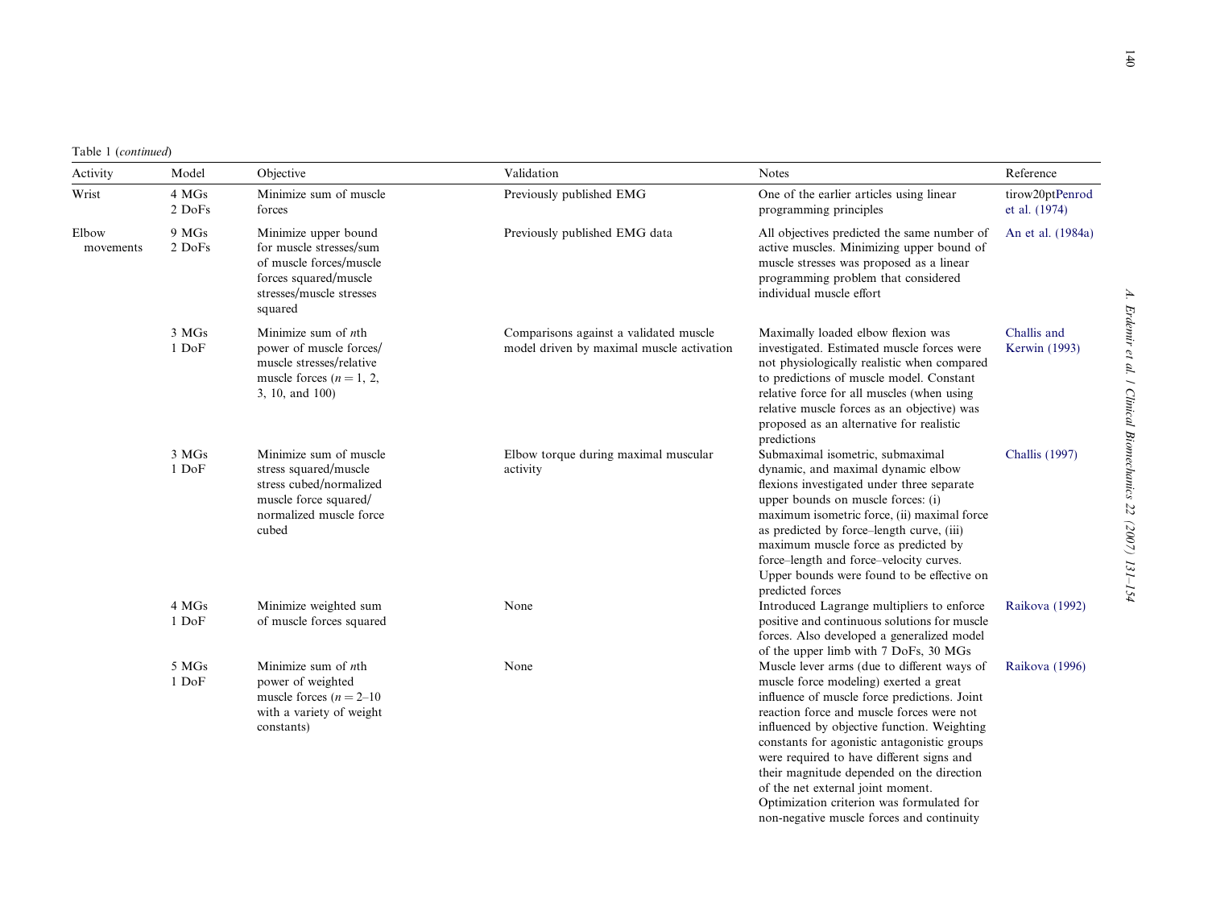Table 1 (*continued*)

| Activity | Model | Objective | Validation | Notes | Reference |
|---|---|---|---|---|---|
| Wrist | 4 MGs 2 DoFs | Minimize sum of muscle forces | Previously published EMG | One of the earlier articles using linear programming principles | tirow20ptPenrod et al. (1974) |
| Elbow movements | 9 MGs 2 DoFs | Minimize upper bound for muscle stresses/sum of muscle forces/muscle forces squared/muscle stresses/muscle stresses squared | Previously published EMG data | All objectives predicted the same number of active muscles. Minimizing upper bound of muscle stresses was proposed as a linear programming problem that considered individual muscle effort | An et al. (1984a) |
| | 3 MGs 1 DoF | Minimize sum of *n*th power of muscle forces/muscle stresses/relative muscle forces ($n = 1$, 2, 3, 10, and 100) | Comparisons against a validated muscle model driven by maximal muscle activation | Maximally loaded elbow flexion was investigated. Estimated muscle forces were not physiologically realistic when compared to predictions of muscle model. Constant relative force for all muscles (when using relative muscle forces as an objective) was proposed as an alternative for realistic predictions | Challis and Kerwin (1993) |
| | 3 MGs 1 DoF | Minimize sum of muscle stress squared/muscle stress cubed/normalized muscle force squared/normalized muscle force cubed | Elbow torque during maximal muscular activity | Submaximal isometric, submaximal dynamic, and maximal dynamic elbow flexions investigated under three separate upper bounds on muscle forces: (i) maximum isometric force, (ii) maximal force as predicted by force–length curve, (iii) maximum muscle force as predicted by force–length and force–velocity curves. Upper bounds were found to be effective on predicted forces | Challis (1997) |
| | 4 MGs 1 DoF | Minimize weighted sum of muscle forces squared | None | Introduced Lagrange multipliers to enforce positive and continuous solutions for muscle forces. Also developed a generalized model of the upper limb with 7 DoFs, 30 MGs | Raikova (1992) |
| | 5 MGs 1 DoF | Minimize sum of *n*th power of weighted muscle forces ($n = 2$–10 with a variety of weight constants) | None | Muscle lever arms (due to different ways of muscle force modeling) exerted a great influence of muscle force predictions. Joint reaction force and muscle forces were not influenced by objective function. Weighting constants for agonistic antagonistic groups were required to have different signs and their magnitude depended on the direction of the net external joint moment. Optimization criterion was formulated for non-negative muscle forces and continuity | Raikova (1996) |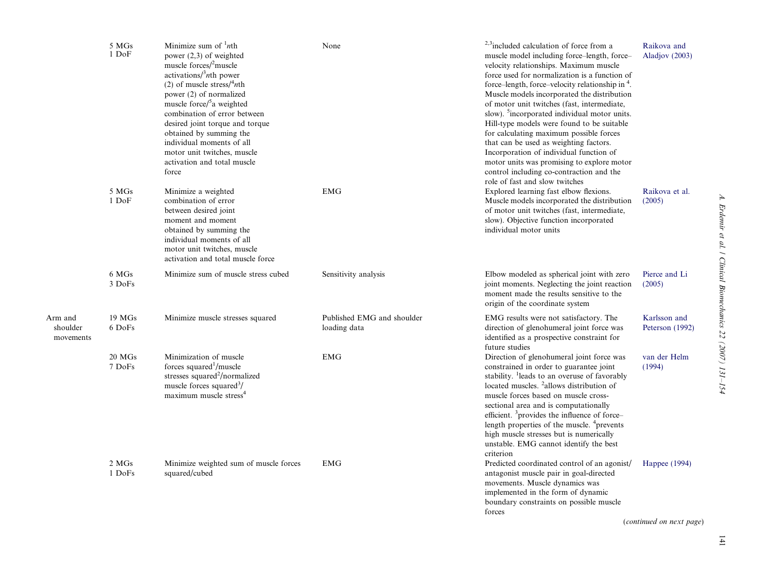| | | | | | |
|---|---|---|---|---|---|
| | 5 MGs 1 DoF | Minimize sum of [1]nth power (2,3) of weighted muscle forces/[2]muscle activations/[3]nth power (2) of muscle stress/[4]nth power (2) of normalized muscle force/[5]a weighted combination of error between desired joint torque and torque obtained by summing the individual moments of all motor unit twitches, muscle activation and total muscle force | None | [2,3]included calculation of force from a muscle model including force–length, force–velocity relationships. Maximum muscle force used for normalization is a function of force–length, force–velocity relationship in [4]. Muscle models incorporated the distribution of motor unit twitches (fast, intermediate, slow). [5]incorporated individual motor units. Hill-type models were found to be suitable for calculating maximum possible forces that can be used as weighting factors. Incorporation of individual function of motor units was promising to explore motor control including co-contraction and the role of fast and slow twitches | Raikova and Aladjov (2003) |
| | 5 MGs 1 DoF | Minimize a weighted combination of error between desired joint moment and moment obtained by summing the individual moments of all motor unit twitches, muscle activation and total muscle force | EMG | Explored learning fast elbow flexions. Muscle models incorporated the distribution of motor unit twitches (fast, intermediate, slow). Objective function incorporated individual motor units | Raikova et al. (2005) |
| | 6 MGs 3 DoFs | Minimize sum of muscle stress cubed | Sensitivity analysis | Elbow modeled as spherical joint with zero joint moments. Neglecting the joint reaction moment made the results sensitive to the origin of the coordinate system | Pierce and Li (2005) |
| Arm and shoulder movements | 19 MGs 6 DoFs | Minimize muscle stresses squared | Published EMG and shoulder loading data | EMG results were not satisfactory. The direction of glenohumeral joint force was identified as a prospective constraint for future studies | Karlsson and Peterson (1992) |
| | 20 MGs 7 DoFs | Minimization of muscle forces squared[1]/muscle stresses squared[2]/normalized muscle forces squared[3]/ maximum muscle stress[4] | EMG | Direction of glenohumeral joint force was constrained in order to guarantee joint stability. [1]leads to an overuse of favorably located muscles. [2]allows distribution of muscle forces based on muscle cross-sectional area and is computationally efficient. [3]provides the influence of force–length properties of the muscle. [4]prevents high muscle stresses but is numerically unstable. EMG cannot identify the best criterion | van der Helm (1994) |
| | 2 MGs 1 DoFs | Minimize weighted sum of muscle forces squared/cubed | EMG | Predicted coordinated control of an agonist/antagonist muscle pair in goal-directed movements. Muscle dynamics was implemented in the form of dynamic boundary constraints on possible muscle forces | Happee (1994) |

(*continued on next page*)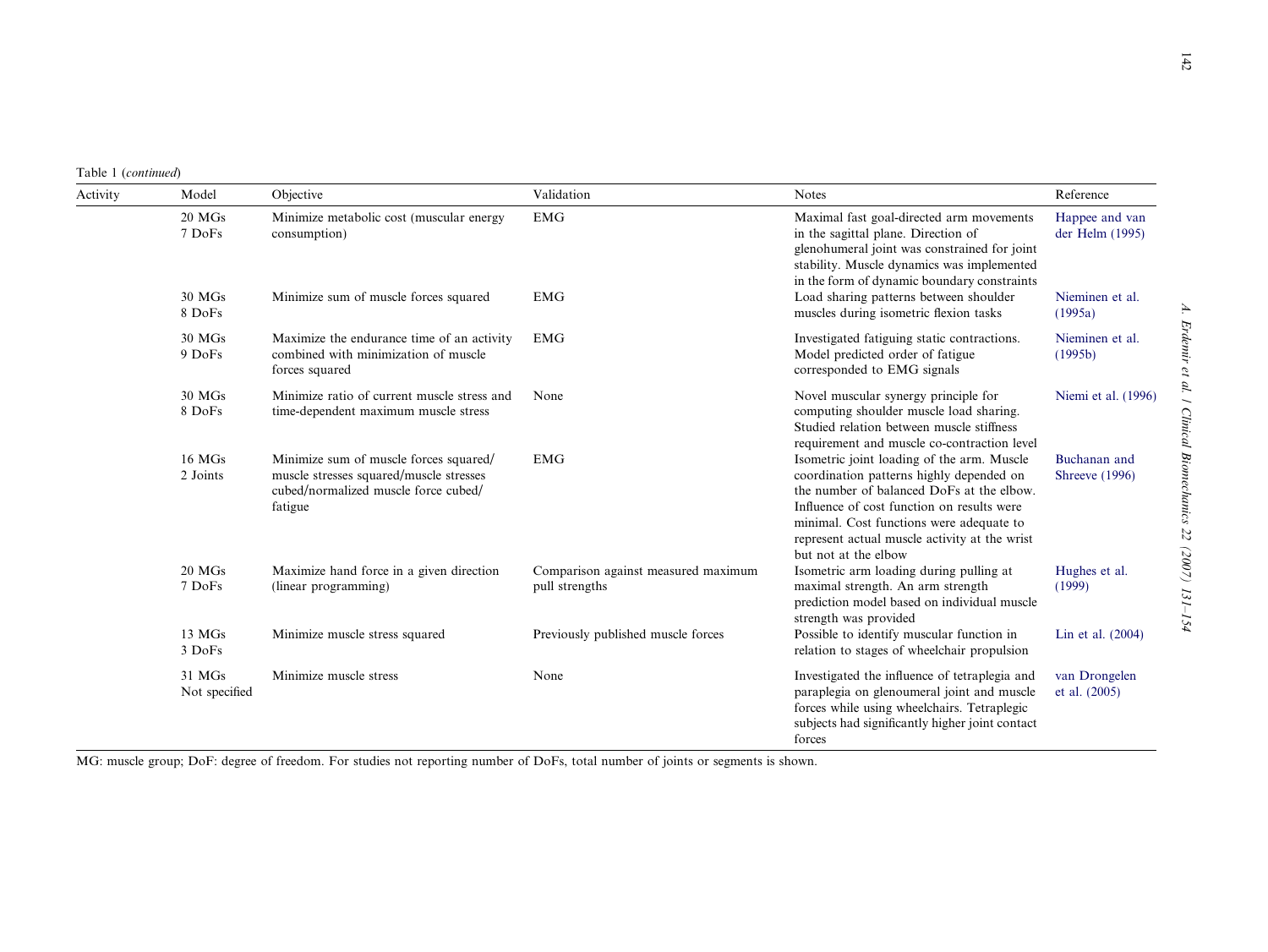Table 1 (*continued*)

| Activity | Model | Objective | Validation | Notes | Reference |
|---|---|---|---|---|---|
| | 20 MGs 7 DoFs | Minimize metabolic cost (muscular energy consumption) | EMG | Maximal fast goal-directed arm movements in the sagittal plane. Direction of glenohumeral joint was constrained for joint stability. Muscle dynamics was implemented in the form of dynamic boundary constraints | Happee and van der Helm (1995) |
| | 30 MGs 8 DoFs | Minimize sum of muscle forces squared | EMG | Load sharing patterns between shoulder muscles during isometric flexion tasks | Nieminen et al. (1995a) |
| | 30 MGs 9 DoFs | Maximize the endurance time of an activity combined with minimization of muscle forces squared | EMG | Investigated fatiguing static contractions. Model predicted order of fatigue corresponded to EMG signals | Nieminen et al. (1995b) |
| | 30 MGs 8 DoFs | Minimize ratio of current muscle stress and time-dependent maximum muscle stress | None | Novel muscular synergy principle for computing shoulder muscle load sharing. Studied relation between muscle stiffness requirement and muscle co-contraction level | Niemi et al. (1996) |
| | 16 MGs 2 Joints | Minimize sum of muscle forces squared/ muscle stresses squared/muscle stresses cubed/normalized muscle force cubed/ fatigue | EMG | Isometric joint loading of the arm. Muscle coordination patterns highly depended on the number of balanced DoFs at the elbow. Influence of cost function on results were minimal. Cost functions were adequate to represent actual muscle activity at the wrist but not at the elbow | Buchanan and Shreeve (1996) |
| | 20 MGs 7 DoFs | Maximize hand force in a given direction (linear programming) | Comparison against measured maximum pull strengths | Isometric arm loading during pulling at maximal strength. An arm strength prediction model based on individual muscle strength was provided | Hughes et al. (1999) |
| | 13 MGs 3 DoFs | Minimize muscle stress squared | Previously published muscle forces | Possible to identify muscular function in relation to stages of wheelchair propulsion | Lin et al. (2004) |
| | 31 MGs Not specified | Minimize muscle stress | None | Investigated the influence of tetraplegia and paraplegia on glenoumeral joint and muscle forces while using wheelchairs. Tetraplegic subjects had significantly higher joint contact forces | van Drongelen et al. (2005) |

MG: muscle group; DoF: degree of freedom. For studies not reporting number of DoFs, total number of joints or segments is shown.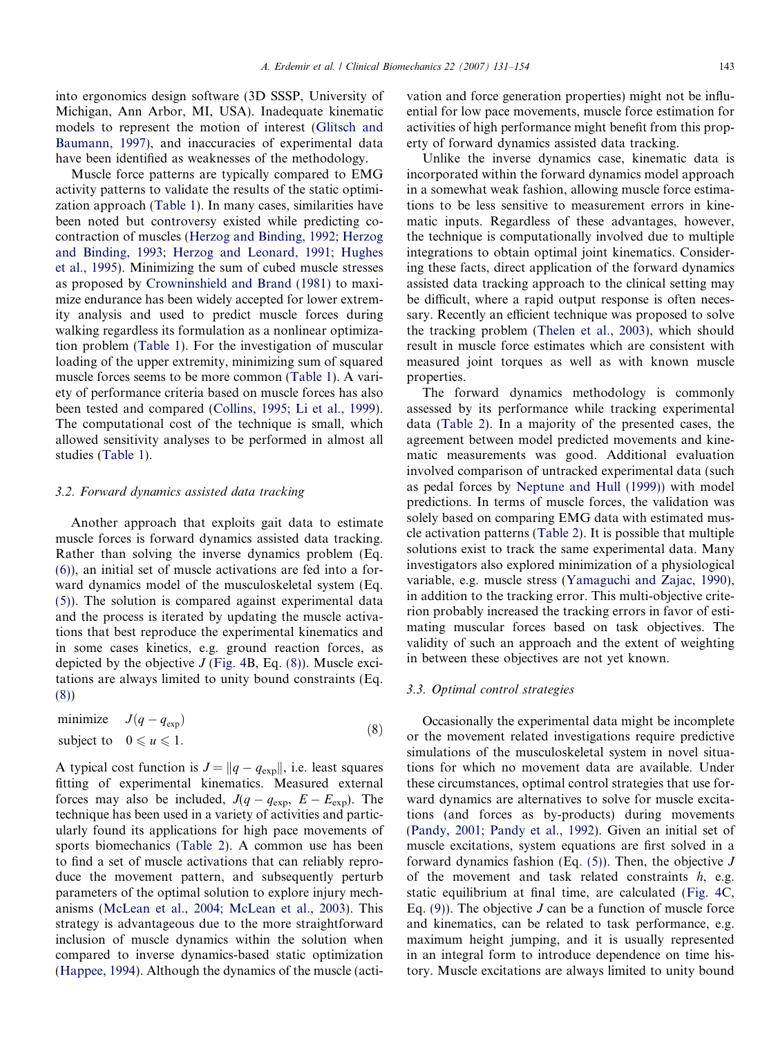into ergonomics design software (3D SSPP, University of Michigan, Ann Arbor, MI, USA). Inadequate kinematic models to represent the motion of interest (Glitsch and Baumann, 1997), and inaccuracies of experimental data have been identified as weaknesses of the methodology.

Muscle force patterns are typically compared to EMG activity patterns to validate the results of the static optimization approach (Table 1). In many cases, similarities have been noted but controversy existed while predicting co-contraction of muscles (Herzog and Binding, 1992; Herzog and Binding, 1993; Herzog and Leonard, 1991; Hughes et al., 1995). Minimizing the sum of cubed muscle stresses as proposed by Crowninshield and Brand (1981) to maximize endurance has been widely accepted for lower extremity analysis and used to predict muscle forces during walking regardless its formulation as a nonlinear optimization problem (Table 1). For the investigation of muscular loading of the upper extremity, minimizing sum of squared muscle forces seems to be more common (Table 1). A variety of performance criteria based on muscle forces has also been tested and compared (Collins, 1995; Li et al., 1999). The computational cost of the technique is small, which allowed sensitivity analyses to be performed in almost all studies (Table 1).

### 3.2. Forward dynamics assisted data tracking

Another approach that exploits gait data to estimate muscle forces is forward dynamics assisted data tracking. Rather than solving the inverse dynamics problem (Eq. (6)), an initial set of muscle activations are fed into a forward dynamics model of the musculoskeletal system (Eq. (5)). The solution is compared against experimental data and the process is iterated by updating the muscle activations that best reproduce the experimental kinematics and in some cases kinetics, e.g. ground reaction forces, as depicted by the objective $J$ (Fig. 4B, Eq. (8)). Muscle excitations are always limited to unity bound constraints (Eq. (8))

$$
\begin{aligned}
&\text{minimize} \quad J(q - q_{\text{exp}}) \\
&\text{subject to} \quad 0 \leqslant u \leqslant 1.
\end{aligned}
\tag{8}
$$

A typical cost function is $J = \|q - q_{\text{exp}}\|$, i.e. least squares fitting of experimental kinematics. Measured external forces may also be included, $J(q - q_{\text{exp}},\ E - E_{\text{exp}})$. The technique has been used in a variety of activities and particularly found its applications for high pace movements of sports biomechanics (Table 2). A common use has been to find a set of muscle activations that can reliably reproduce the movement pattern, and subsequently perturb parameters of the optimal solution to explore injury mechanisms (McLean et al., 2004; McLean et al., 2003). This strategy is advantageous due to the more straightforward inclusion of muscle dynamics within the solution when compared to inverse dynamics-based static optimization (Happee, 1994). Although the dynamics of the muscle (activation and force generation properties) might not be influential for low pace movements, muscle force estimation for activities of high performance might benefit from this property of forward dynamics assisted data tracking.

Unlike the inverse dynamics case, kinematic data is incorporated within the forward dynamics model approach in a somewhat weak fashion, allowing muscle force estimations to be less sensitive to measurement errors in kinematic inputs. Regardless of these advantages, however, the technique is computationally involved due to multiple integrations to obtain optimal joint kinematics. Considering these facts, direct application of the forward dynamics assisted data tracking approach to the clinical setting may be difficult, where a rapid output response is often necessary. Recently an efficient technique was proposed to solve the tracking problem (Thelen et al., 2003), which should result in muscle force estimates which are consistent with measured joint torques as well as with known muscle properties.

The forward dynamics methodology is commonly assessed by its performance while tracking experimental data (Table 2). In a majority of the presented cases, the agreement between model predicted movements and kinematic measurements was good. Additional evaluation involved comparison of untracked experimental data (such as pedal forces by Neptune and Hull (1999)) with model predictions. In terms of muscle forces, the validation was solely based on comparing EMG data with estimated muscle activation patterns (Table 2). It is possible that multiple solutions exist to track the same experimental data. Many investigators also explored minimization of a physiological variable, e.g. muscle stress (Yamaguchi and Zajac, 1990), in addition to the tracking error. This multi-objective criterion probably increased the tracking errors in favor of estimating muscular forces based on task objectives. The validity of such an approach and the extent of weighting in between these objectives are not yet known.

### 3.3. Optimal control strategies

Occasionally the experimental data might be incomplete or the movement related investigations require predictive simulations of the musculoskeletal system in novel situations for which no movement data are available. Under these circumstances, optimal control strategies that use forward dynamics are alternatives to solve for muscle excitations (and forces as by-products) during movements (Pandy, 2001; Pandy et al., 1992). Given an initial set of muscle excitations, system equations are first solved in a forward dynamics fashion (Eq. (5)). Then, the objective $J$ of the movement and task related constraints $h$, e.g. static equilibrium at final time, are calculated (Fig. 4C, Eq. (9)). The objective $J$ can be a function of muscle force and kinematics, can be related to task performance, e.g. maximum height jumping, and it is usually represented in an integral form to introduce dependence on time history. Muscle excitations are always limited to unity bound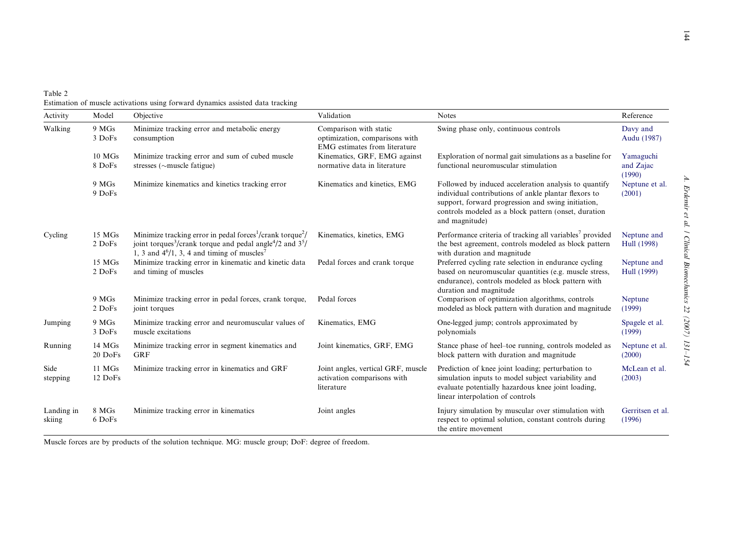Table 2
Estimation of muscle activations using forward dynamics assisted data tracking

| Activity | Model | Objective | Validation | Notes | Reference |
|---|---|---|---|---|---|
| Walking | 9 MGs 3 DoFs | Minimize tracking error and metabolic energy consumption | Comparison with static optimization, comparisons with EMG estimates from literature | Swing phase only, continuous controls | Davy and Audu (1987) |
| | 10 MGs 8 DoFs | Minimize tracking error and sum of cubed muscle stresses (~muscle fatigue) | Kinematics, GRF, EMG against normative data in literature | Exploration of normal gait simulations as a baseline for functional neuromuscular stimulation | Yamaguchi and Zajac (1990) |
| | 9 MGs 9 DoFs | Minimize kinematics and kinetics tracking error | Kinematics and kinetics, EMG | Followed by induced acceleration analysis to quantify individual contributions of ankle plantar flexors to support, forward progression and swing initiation, controls modeled as a block pattern (onset, duration and magnitude) | Neptune et al. (2001) |
| Cycling | 15 MGs 2 DoFs | Minimize tracking error in pedal forces[1]/crank torque[2]/joint torques[3]/crank torque and pedal angle[4]/2 and 3[5]/1, 3 and 4[6]/1, 3, 4 and timing of muscles[7] | Kinematics, kinetics, EMG | Performance criteria of tracking all variables[7] provided the best agreement, controls modeled as block pattern with duration and magnitude | Neptune and Hull (1998) |
| | 15 MGs 2 DoFs | Minimize tracking error in kinematic and kinetic data and timing of muscles | Pedal forces and crank torque | Preferred cycling rate selection in endurance cycling based on neuromuscular quantities (e.g. muscle stress, endurance), controls modeled as block pattern with duration and magnitude | Neptune and Hull (1999) |
| | 9 MGs 2 DoFs | Minimize tracking error in pedal forces, crank torque, joint torques | Pedal forces | Comparison of optimization algorithms, controls modeled as block pattern with duration and magnitude | Neptune (1999) |
| Jumping | 9 MGs 3 DoFs | Minimize tracking error and neuromuscular values of muscle excitations | Kinematics, EMG | One-legged jump; controls approximated by polynomials | Spagele et al. (1999) |
| Running | 14 MGs 20 DoFs | Minimize tracking error in segment kinematics and GRF | Joint kinematics, GRF, EMG | Stance phase of heel–toe running, controls modeled as block pattern with duration and magnitude | Neptune et al. (2000) |
| Side stepping | 11 MGs 12 DoFs | Minimize tracking error in kinematics and GRF | Joint angles, vertical GRF, muscle activation comparisons with literature | Prediction of knee joint loading; perturbation to simulation inputs to model subject variability and evaluate potentially hazardous knee joint loading, linear interpolation of controls | McLean et al. (2003) |
| Landing in skiing | 8 MGs 6 DoFs | Minimize tracking error in kinematics | Joint angles | Injury simulation by muscular over stimulation with respect to optimal solution, constant controls during the entire movement | Gerritsen et al. (1996) |

Muscle forces are by products of the solution technique. MG: muscle group; DoF: degree of freedom.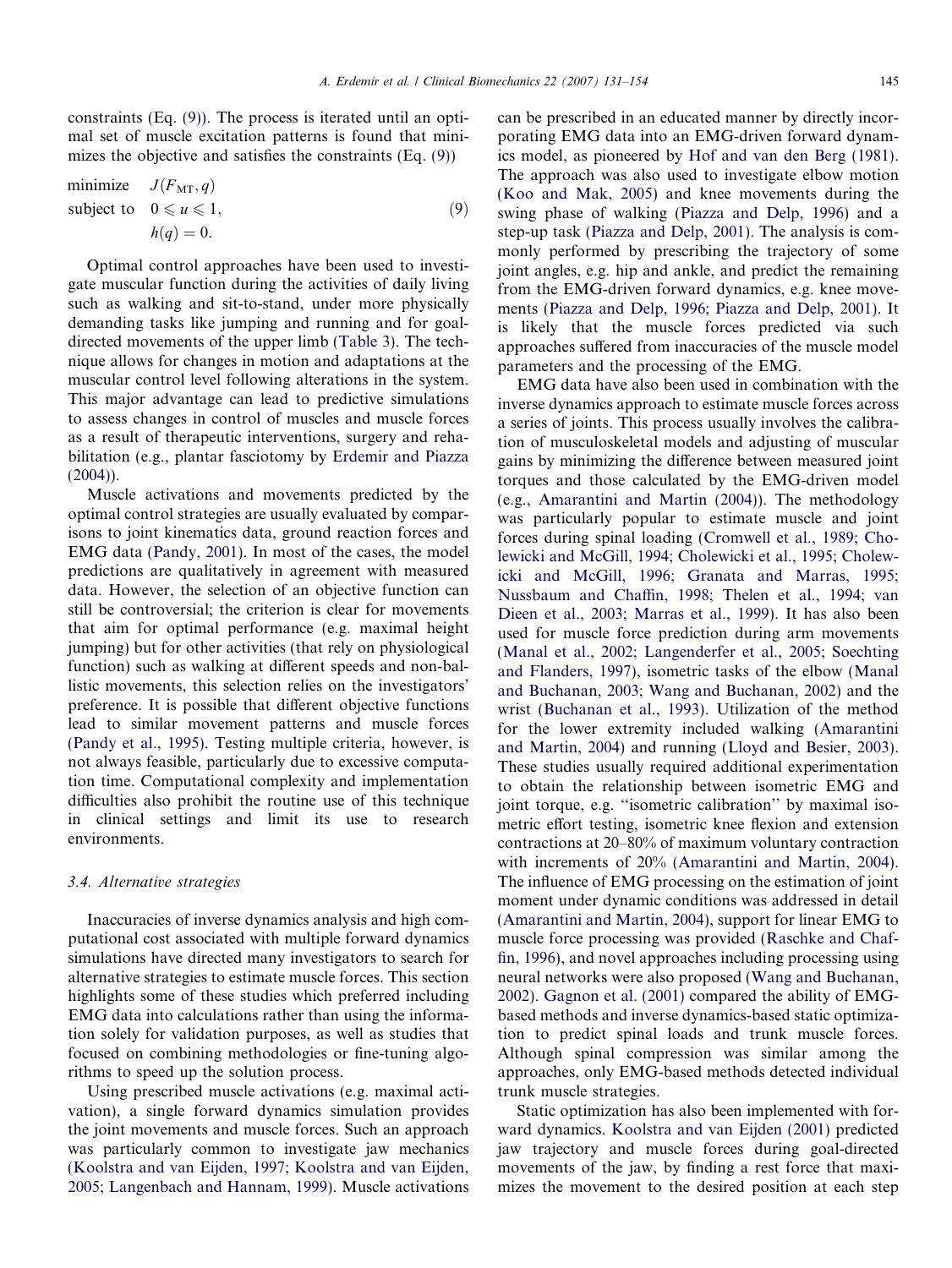constraints (Eq. (9)). The process is iterated until an optimal set of muscle excitation patterns is found that minimizes the objective and satisfies the constraints (Eq. (9))

$$
\begin{aligned}
\text{minimize} \quad & J(F_{\mathrm{MT}}, q) \\
\text{subject to} \quad & 0 \leqslant u \leqslant 1, \\
& h(q) = 0.
\end{aligned} \tag{9}
$$

Optimal control approaches have been used to investigate muscular function during the activities of daily living such as walking and sit-to-stand, under more physically demanding tasks like jumping and running and for goal-directed movements of the upper limb (Table 3). The technique allows for changes in motion and adaptations at the muscular control level following alterations in the system. This major advantage can lead to predictive simulations to assess changes in control of muscles and muscle forces as a result of therapeutic interventions, surgery and rehabilitation (e.g., plantar fasciotomy by Erdemir and Piazza (2004)).

Muscle activations and movements predicted by the optimal control strategies are usually evaluated by comparisons to joint kinematics data, ground reaction forces and EMG data (Pandy, 2001). In most of the cases, the model predictions are qualitatively in agreement with measured data. However, the selection of an objective function can still be controversial; the criterion is clear for movements that aim for optimal performance (e.g. maximal height jumping) but for other activities (that rely on physiological function) such as walking at different speeds and non-ballistic movements, this selection relies on the investigators' preference. It is possible that different objective functions lead to similar movement patterns and muscle forces (Pandy et al., 1995). Testing multiple criteria, however, is not always feasible, particularly due to excessive computation time. Computational complexity and implementation difficulties also prohibit the routine use of this technique in clinical settings and limit its use to research environments.

### 3.4. Alternative strategies

Inaccuracies of inverse dynamics analysis and high computational cost associated with multiple forward dynamics simulations have directed many investigators to search for alternative strategies to estimate muscle forces. This section highlights some of these studies which preferred including EMG data into calculations rather than using the information solely for validation purposes, as well as studies that focused on combining methodologies or fine-tuning algorithms to speed up the solution process.

Using prescribed muscle activations (e.g. maximal activation), a single forward dynamics simulation provides the joint movements and muscle forces. Such an approach was particularly common to investigate jaw mechanics (Koolstra and van Eijden, 1997; Koolstra and van Eijden, 2005; Langenbach and Hannam, 1999). Muscle activations can be prescribed in an educated manner by directly incorporating EMG data into an EMG-driven forward dynamics model, as pioneered by Hof and van den Berg (1981). The approach was also used to investigate elbow motion (Koo and Mak, 2005) and knee movements during the swing phase of walking (Piazza and Delp, 1996) and a step-up task (Piazza and Delp, 2001). The analysis is commonly performed by prescribing the trajectory of some joint angles, e.g. hip and ankle, and predict the remaining from the EMG-driven forward dynamics, e.g. knee movements (Piazza and Delp, 1996; Piazza and Delp, 2001). It is likely that the muscle forces predicted via such approaches suffered from inaccuracies of the muscle model parameters and the processing of the EMG.

EMG data have also been used in combination with the inverse dynamics approach to estimate muscle forces across a series of joints. This process usually involves the calibration of musculoskeletal models and adjusting of muscular gains by minimizing the difference between measured joint torques and those calculated by the EMG-driven model (e.g., Amarantini and Martin (2004)). The methodology was particularly popular to estimate muscle and joint forces during spinal loading (Cromwell et al., 1989; Cholewicki and McGill, 1994; Cholewicki et al., 1995; Cholewicki and McGill, 1996; Granata and Marras, 1995; Nussbaum and Chaffin, 1998; Thelen et al., 1994; van Dieen et al., 2003; Marras et al., 1999). It has also been used for muscle force prediction during arm movements (Manal et al., 2002; Langenderfer et al., 2005; Soechting and Flanders, 1997), isometric tasks of the elbow (Manal and Buchanan, 2003; Wang and Buchanan, 2002) and the wrist (Buchanan et al., 1993). Utilization of the method for the lower extremity included walking (Amarantini and Martin, 2004) and running (Lloyd and Besier, 2003). These studies usually required additional experimentation to obtain the relationship between isometric EMG and joint torque, e.g. "isometric calibration" by maximal isometric effort testing, isometric knee flexion and extension contractions at 20–80% of maximum voluntary contraction with increments of 20% (Amarantini and Martin, 2004). The influence of EMG processing on the estimation of joint moment under dynamic conditions was addressed in detail (Amarantini and Martin, 2004), support for linear EMG to muscle force processing was provided (Raschke and Chaffin, 1996), and novel approaches including processing using neural networks were also proposed (Wang and Buchanan, 2002). Gagnon et al. (2001) compared the ability of EMG-based methods and inverse dynamics-based static optimization to predict spinal loads and trunk muscle forces. Although spinal compression was similar among the approaches, only EMG-based methods detected individual trunk muscle strategies.

Static optimization has also been implemented with forward dynamics. Koolstra and van Eijden (2001) predicted jaw trajectory and muscle forces during goal-directed movements of the jaw, by finding a rest force that maximizes the movement to the desired position at each step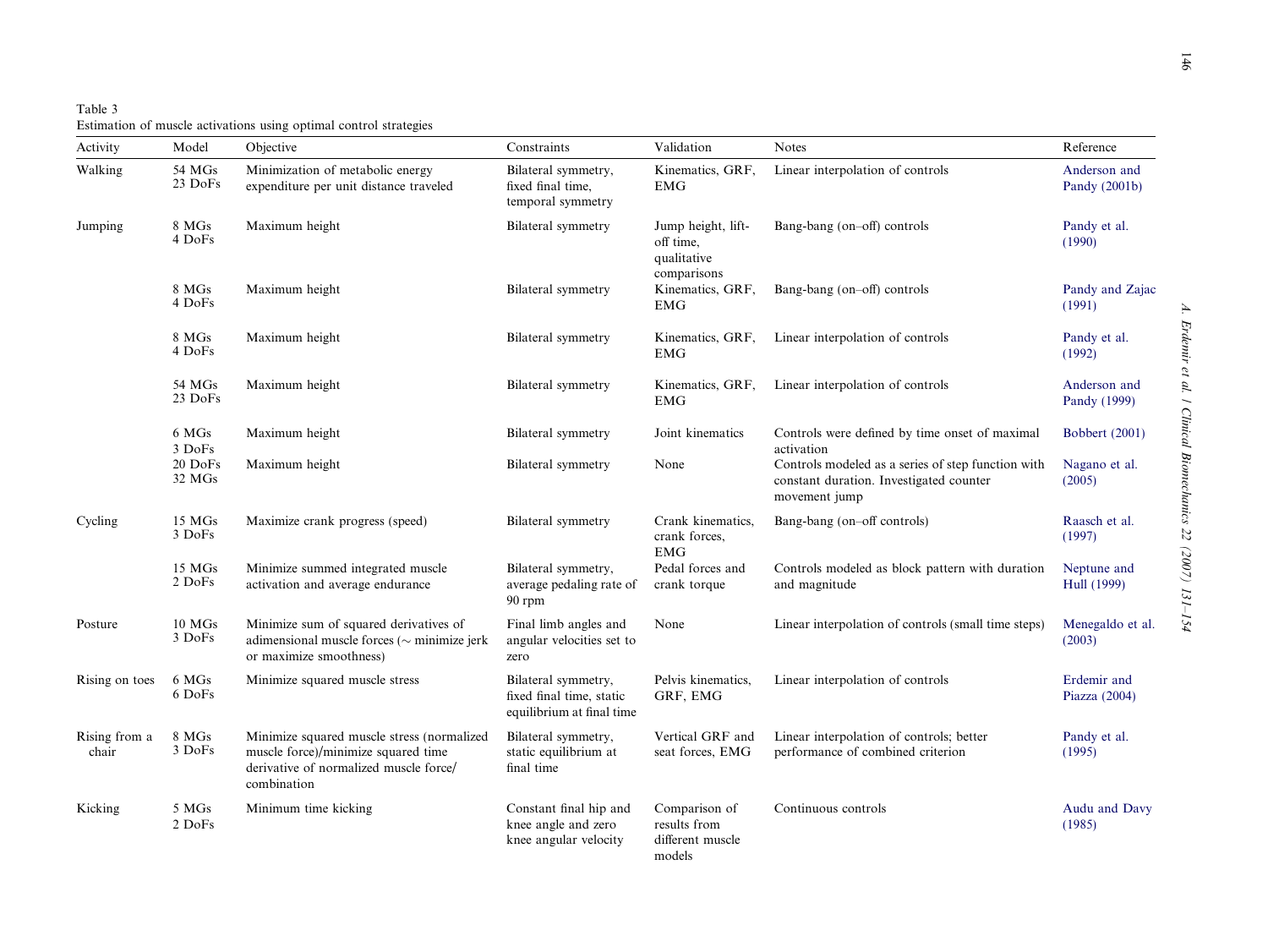Table 3
Estimation of muscle activations using optimal control strategies

| Activity | Model | Objective | Constraints | Validation | Notes | Reference |
|---|---|---|---|---|---|---|
| Walking | 54 MGs 23 DoFs | Minimization of metabolic energy expenditure per unit distance traveled | Bilateral symmetry, fixed final time, temporal symmetry | Kinematics, GRF, EMG | Linear interpolation of controls | Anderson and Pandy (2001b) |
| Jumping | 8 MGs 4 DoFs | Maximum height | Bilateral symmetry | Jump height, lift-off time, qualitative comparisons | Bang-bang (on–off) controls | Pandy et al. (1990) |
| | 8 MGs 4 DoFs | Maximum height | Bilateral symmetry | Kinematics, GRF, EMG | Bang-bang (on–off) controls | Pandy and Zajac (1991) |
| | 8 MGs 4 DoFs | Maximum height | Bilateral symmetry | Kinematics, GRF, EMG | Linear interpolation of controls | Pandy et al. (1992) |
| | 54 MGs 23 DoFs | Maximum height | Bilateral symmetry | Kinematics, GRF, EMG | Linear interpolation of controls | Anderson and Pandy (1999) |
| | 6 MGs 3 DoFs | Maximum height | Bilateral symmetry | Joint kinematics | Controls were defined by time onset of maximal activation | Bobbert (2001) |
| | 20 DoFs 32 MGs | Maximum height | Bilateral symmetry | None | Controls modeled as a series of step function with constant duration. Investigated counter movement jump | Nagano et al. (2005) |
| Cycling | 15 MGs 3 DoFs | Maximize crank progress (speed) | Bilateral symmetry | Crank kinematics, crank forces, EMG | Bang-bang (on–off controls) | Raasch et al. (1997) |
| | 15 MGs 2 DoFs | Minimize summed integrated muscle activation and average endurance | Bilateral symmetry, average pedaling rate of 90 rpm | Pedal forces and crank torque | Controls modeled as block pattern with duration and magnitude | Neptune and Hull (1999) |
| Posture | 10 MGs 3 DoFs | Minimize sum of squared derivatives of adimensional muscle forces ($\sim$ minimize jerk or maximize smoothness) | Final limb angles and angular velocities set to zero | None | Linear interpolation of controls (small time steps) | Menegaldo et al. (2003) |
| Rising on toes | 6 MGs 6 DoFs | Minimize squared muscle stress | Bilateral symmetry, fixed final time, static equilibrium at final time | Pelvis kinematics, GRF, EMG | Linear interpolation of controls | Erdemir and Piazza (2004) |
| Rising from a chair | 8 MGs 3 DoFs | Minimize squared muscle stress (normalized muscle force)/minimize squared time derivative of normalized muscle force/ combination | Bilateral symmetry, static equilibrium at final time | Vertical GRF and seat forces, EMG | Linear interpolation of controls; better performance of combined criterion | Pandy et al. (1995) |
| Kicking | 5 MGs 2 DoFs | Minimum time kicking | Constant final hip and knee angle and zero knee angular velocity | Comparison of results from different muscle models | Continuous controls | Audu and Davy (1985) |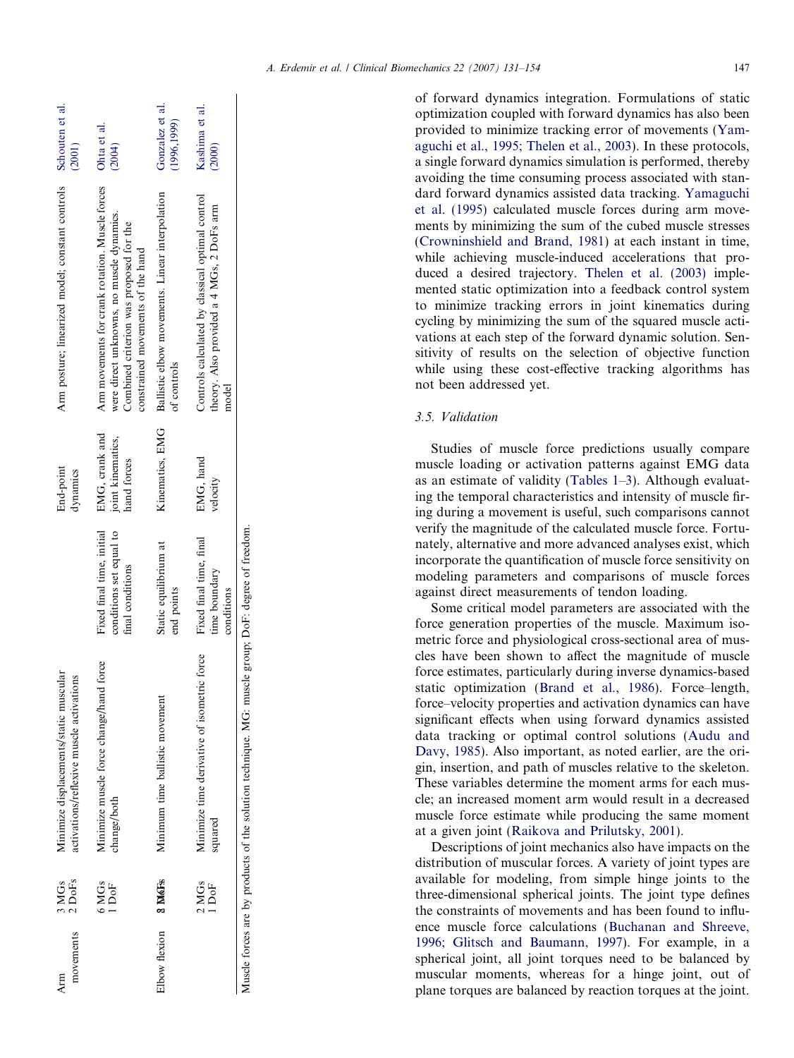| Arm movements | 3 MGs 2 DoFs | Minimize displacements/static muscular activations/reflexive muscle activations | | End-point dynamics | Arm posture; linearized model; constant controls | Schouten et al. (2001) |
|---|---|---|---|---|---|---|
| | 6 MGs 1 DoF | Minimize muscle force change/hand force change/both | Fixed final time, initial conditions set equal to final conditions | EMG, crank and joint kinematics, hand forces | Arm movements for crank rotation. Muscle forces were direct unknowns, no muscle dynamics. Combined criterion was proposed for the constrained movements of the hand | Ohta et al. (2004) |
| Elbow flexion | 3 MGs 1 DoF | Minimum time ballistic movement | Static equilibrium at end points | Kinematics, EMG | Ballistic elbow movements. Linear interpolation of controls | Gonzalez et al. (1996,1999) |
| | 2 MGs 1 DoF | Minimize time derivative of isometric force squared | Fixed final time, final time boundary conditions | EMG, hand velocity | Controls calculated by classical optimal control theory. Also provided a 4 MGs, 2 DoFs arm model | Kashima et al. (2000) |

Muscle forces are by products of the solution technique. MG: muscle group; DoF: degree of freedom.

of forward dynamics integration. Formulations of static optimization coupled with forward dynamics has also been provided to minimize tracking error of movements (Yamaguchi et al., 1995; Thelen et al., 2003). In these protocols, a single forward dynamics simulation is performed, thereby avoiding the time consuming process associated with standard forward dynamics assisted data tracking. Yamaguchi et al. (1995) calculated muscle forces during arm movements by minimizing the sum of the cubed muscle stresses (Crowninshield and Brand, 1981) at each instant in time, while achieving muscle-induced accelerations that produced a desired trajectory. Thelen et al. (2003) implemented static optimization into a feedback control system to minimize tracking errors in joint kinematics during cycling by minimizing the sum of the squared muscle activations at each step of the forward dynamic solution. Sensitivity of results on the selection of objective function while using these cost-effective tracking algorithms has not been addressed yet.

### 3.5. Validation

Studies of muscle force predictions usually compare muscle loading or activation patterns against EMG data as an estimate of validity (Tables 1–3). Although evaluating the temporal characteristics and intensity of muscle firing during a movement is useful, such comparisons cannot verify the magnitude of the calculated muscle force. Fortunately, alternative and more advanced analyses exist, which incorporate the quantification of muscle force sensitivity on modeling parameters and comparisons of muscle forces against direct measurements of tendon loading.

Some critical model parameters are associated with the force generation properties of the muscle. Maximum isometric force and physiological cross-sectional area of muscles have been shown to affect the magnitude of muscle force estimates, particularly during inverse dynamics-based static optimization (Brand et al., 1986). Force–length, force–velocity properties and activation dynamics can have significant effects when using forward dynamics assisted data tracking or optimal control solutions (Audu and Davy, 1985). Also important, as noted earlier, are the origin, insertion, and path of muscles relative to the skeleton. These variables determine the moment arms for each muscle; an increased moment arm would result in a decreased muscle force estimate while producing the same moment at a given joint (Raikova and Prilutsky, 2001).

Descriptions of joint mechanics also have impacts on the distribution of muscular forces. A variety of joint types are available for modeling, from simple hinge joints to the three-dimensional spherical joints. The joint type defines the constraints of movements and has been found to influence muscle force calculations (Buchanan and Shreeve, 1996; Glitsch and Baumann, 1997). For example, in a spherical joint, all joint torques need to be balanced by muscular moments, whereas for a hinge joint, out of plane torques are balanced by reaction torques at the joint.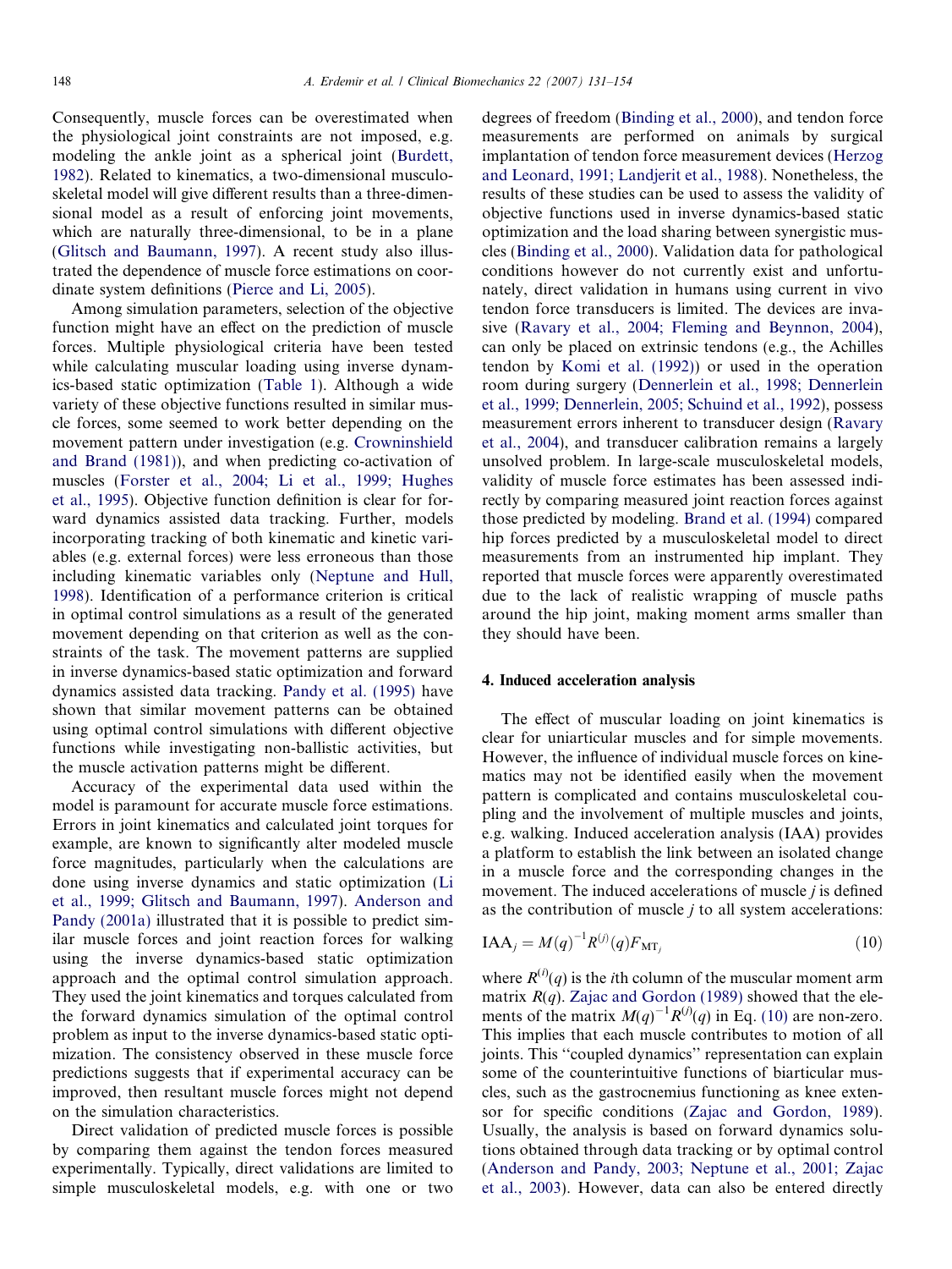Consequently, muscle forces can be overestimated when the physiological joint constraints are not imposed, e.g. modeling the ankle joint as a spherical joint (Burdett, 1982). Related to kinematics, a two-dimensional musculoskeletal model will give different results than a three-dimensional model as a result of enforcing joint movements, which are naturally three-dimensional, to be in a plane (Glitsch and Baumann, 1997). A recent study also illustrated the dependence of muscle force estimations on coordinate system definitions (Pierce and Li, 2005).

Among simulation parameters, selection of the objective function might have an effect on the prediction of muscle forces. Multiple physiological criteria have been tested while calculating muscular loading using inverse dynamics-based static optimization (Table 1). Although a wide variety of these objective functions resulted in similar muscle forces, some seemed to work better depending on the movement pattern under investigation (e.g. Crowninshield and Brand (1981)), and when predicting co-activation of muscles (Forster et al., 2004; Li et al., 1999; Hughes et al., 1995). Objective function definition is clear for forward dynamics assisted data tracking. Further, models incorporating tracking of both kinematic and kinetic variables (e.g. external forces) were less erroneous than those including kinematic variables only (Neptune and Hull, 1998). Identification of a performance criterion is critical in optimal control simulations as a result of the generated movement depending on that criterion as well as the constraints of the task. The movement patterns are supplied in inverse dynamics-based static optimization and forward dynamics assisted data tracking. Pandy et al. (1995) have shown that similar movement patterns can be obtained using optimal control simulations with different objective functions while investigating non-ballistic activities, but the muscle activation patterns might be different.

Accuracy of the experimental data used within the model is paramount for accurate muscle force estimations. Errors in joint kinematics and calculated joint torques for example, are known to significantly alter modeled muscle force magnitudes, particularly when the calculations are done using inverse dynamics and static optimization (Li et al., 1999; Glitsch and Baumann, 1997). Anderson and Pandy (2001a) illustrated that it is possible to predict similar muscle forces and joint reaction forces for walking using the inverse dynamics-based static optimization approach and the optimal control simulation approach. They used the joint kinematics and torques calculated from the forward dynamics simulation of the optimal control problem as input to the inverse dynamics-based static optimization. The consistency observed in these muscle force predictions suggests that if experimental accuracy can be improved, then resultant muscle forces might not depend on the simulation characteristics.

Direct validation of predicted muscle forces is possible by comparing them against the tendon forces measured experimentally. Typically, direct validations are limited to simple musculoskeletal models, e.g. with one or two degrees of freedom (Binding et al., 2000), and tendon force measurements are performed on animals by surgical implantation of tendon force measurement devices (Herzog and Leonard, 1991; Landjerit et al., 1988). Nonetheless, the results of these studies can be used to assess the validity of objective functions used in inverse dynamics-based static optimization and the load sharing between synergistic muscles (Binding et al., 2000). Validation data for pathological conditions however do not currently exist and unfortunately, direct validation in humans using current in vivo tendon force transducers is limited. The devices are invasive (Ravary et al., 2004; Fleming and Beynnon, 2004), can only be placed on extrinsic tendons (e.g., the Achilles tendon by Komi et al. (1992)) or used in the operation room during surgery (Dennerlein et al., 1998; Dennerlein et al., 1999; Dennerlein, 2005; Schuind et al., 1992), possess measurement errors inherent to transducer design (Ravary et al., 2004), and transducer calibration remains a largely unsolved problem. In large-scale musculoskeletal models, validity of muscle force estimates has been assessed indirectly by comparing measured joint reaction forces against those predicted by modeling. Brand et al. (1994) compared hip forces predicted by a musculoskeletal model to direct measurements from an instrumented hip implant. They reported that muscle forces were apparently overestimated due to the lack of realistic wrapping of muscle paths around the hip joint, making moment arms smaller than they should have been.

## 4. Induced acceleration analysis

The effect of muscular loading on joint kinematics is clear for uniarticular muscles and for simple movements. However, the influence of individual muscle forces on kinematics may not be identified easily when the movement pattern is complicated and contains musculoskeletal coupling and the involvement of multiple muscles and joints, e.g. walking. Induced acceleration analysis (IAA) provides a platform to establish the link between an isolated change in a muscle force and the corresponding changes in the movement. The induced accelerations of muscle $j$ is defined as the contribution of muscle $j$ to all system accelerations:

$$\mathrm{IAA}_j = M(q)^{-1}R^{(j)}(q)F_{\mathrm{MT}_j} \tag{10}$$

where $R^{(i)}(q)$ is the $i$th column of the muscular moment arm matrix $R(q)$. Zajac and Gordon (1989) showed that the elements of the matrix $M(q)^{-1}R^{(j)}(q)$ in Eq. (10) are non-zero. This implies that each muscle contributes to motion of all joints. This "coupled dynamics" representation can explain some of the counterintuitive functions of biarticular muscles, such as the gastrocnemius functioning as knee extensor for specific conditions (Zajac and Gordon, 1989). Usually, the analysis is based on forward dynamics solutions obtained through data tracking or by optimal control (Anderson and Pandy, 2003; Neptune et al., 2001; Zajac et al., 2003). However, data can also be entered directly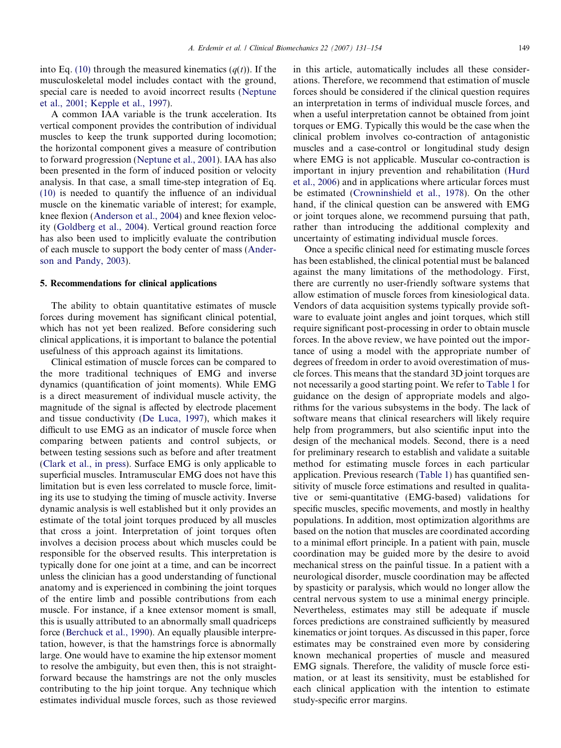into Eq. (10) through the measured kinematics ($q(t)$). If the musculoskeletal model includes contact with the ground, special care is needed to avoid incorrect results (Neptune et al., 2001; Kepple et al., 1997).

A common IAA variable is the trunk acceleration. Its vertical component provides the contribution of individual muscles to keep the trunk supported during locomotion; the horizontal component gives a measure of contribution to forward progression (Neptune et al., 2001). IAA has also been presented in the form of induced position or velocity analysis. In that case, a small time-step integration of Eq. (10) is needed to quantify the influence of an individual muscle on the kinematic variable of interest; for example, knee flexion (Anderson et al., 2004) and knee flexion velocity (Goldberg et al., 2004). Vertical ground reaction force has also been used to implicitly evaluate the contribution of each muscle to support the body center of mass (Anderson and Pandy, 2003).

## 5. Recommendations for clinical applications

The ability to obtain quantitative estimates of muscle forces during movement has significant clinical potential, which has not yet been realized. Before considering such clinical applications, it is important to balance the potential usefulness of this approach against its limitations.

Clinical estimation of muscle forces can be compared to the more traditional techniques of EMG and inverse dynamics (quantification of joint moments). While EMG is a direct measurement of individual muscle activity, the magnitude of the signal is affected by electrode placement and tissue conductivity (De Luca, 1997), which makes it difficult to use EMG as an indicator of muscle force when comparing between patients and control subjects, or between testing sessions such as before and after treatment (Clark et al., in press). Surface EMG is only applicable to superficial muscles. Intramuscular EMG does not have this limitation but is even less correlated to muscle force, limiting its use to studying the timing of muscle activity. Inverse dynamic analysis is well established but it only provides an estimate of the total joint torques produced by all muscles that cross a joint. Interpretation of joint torques often involves a decision process about which muscles could be responsible for the observed results. This interpretation is typically done for one joint at a time, and can be incorrect unless the clinician has a good understanding of functional anatomy and is experienced in combining the joint torques of the entire limb and possible contributions from each muscle. For instance, if a knee extensor moment is small, this is usually attributed to an abnormally small quadriceps force (Berchuck et al., 1990). An equally plausible interpretation, however, is that the hamstrings force is abnormally large. One would have to examine the hip extensor moment to resolve the ambiguity, but even then, this is not straightforward because the hamstrings are not the only muscles contributing to the hip joint torque. Any technique which estimates individual muscle forces, such as those reviewed in this article, automatically includes all these considerations. Therefore, we recommend that estimation of muscle forces should be considered if the clinical question requires an interpretation in terms of individual muscle forces, and when a useful interpretation cannot be obtained from joint torques or EMG. Typically this would be the case when the clinical problem involves co-contraction of antagonistic muscles and a case-control or longitudinal study design where EMG is not applicable. Muscular co-contraction is important in injury prevention and rehabilitation (Hurd et al., 2006) and in applications where articular forces must be estimated (Crowninshield et al., 1978). On the other hand, if the clinical question can be answered with EMG or joint torques alone, we recommend pursuing that path, rather than introducing the additional complexity and uncertainty of estimating individual muscle forces.

Once a specific clinical need for estimating muscle forces has been established, the clinical potential must be balanced against the many limitations of the methodology. First, there are currently no user-friendly software systems that allow estimation of muscle forces from kinesiological data. Vendors of data acquisition systems typically provide software to evaluate joint angles and joint torques, which still require significant post-processing in order to obtain muscle forces. In the above review, we have pointed out the importance of using a model with the appropriate number of degrees of freedom in order to avoid overestimation of muscle forces. This means that the standard 3D joint torques are not necessarily a good starting point. We refer to Table 1 for guidance on the design of appropriate models and algorithms for the various subsystems in the body. The lack of software means that clinical researchers will likely require help from programmers, but also scientific input into the design of the mechanical models. Second, there is a need for preliminary research to establish and validate a suitable method for estimating muscle forces in each particular application. Previous research (Table 1) has quantified sensitivity of muscle force estimations and resulted in qualitative or semi-quantitative (EMG-based) validations for specific muscles, specific movements, and mostly in healthy populations. In addition, most optimization algorithms are based on the notion that muscles are coordinated according to a minimal effort principle. In a patient with pain, muscle coordination may be guided more by the desire to avoid mechanical stress on the painful tissue. In a patient with a neurological disorder, muscle coordination may be affected by spasticity or paralysis, which would no longer allow the central nervous system to use a minimal energy principle. Nevertheless, estimates may still be adequate if muscle forces predictions are constrained sufficiently by measured kinematics or joint torques. As discussed in this paper, force estimates may be constrained even more by considering known mechanical properties of muscle and measured EMG signals. Therefore, the validity of muscle force estimation, or at least its sensitivity, must be established for each clinical application with the intention to estimate study-specific error margins.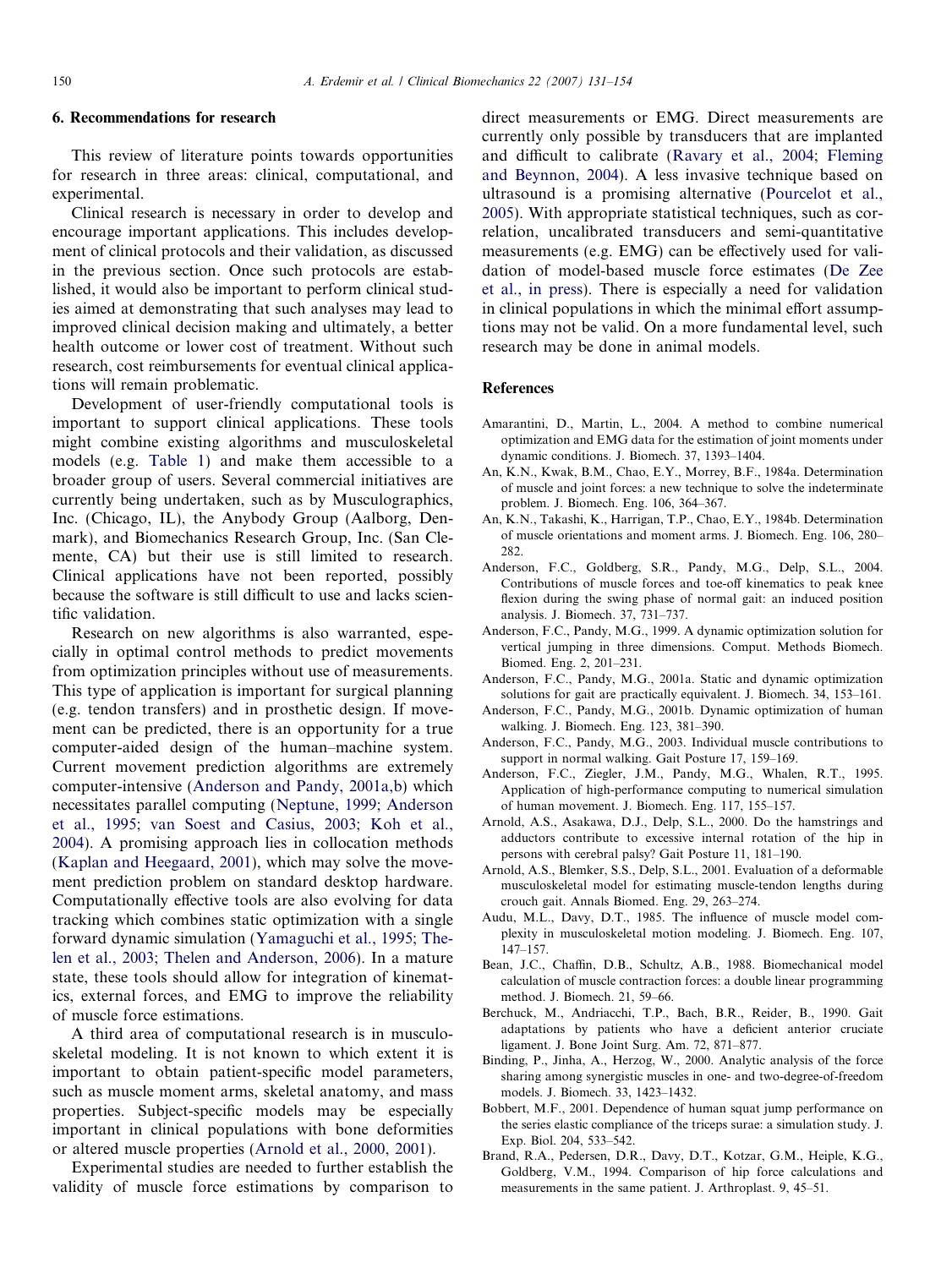## 6. Recommendations for research

This review of literature points towards opportunities for research in three areas: clinical, computational, and experimental.

Clinical research is necessary in order to develop and encourage important applications. This includes development of clinical protocols and their validation, as discussed in the previous section. Once such protocols are established, it would also be important to perform clinical studies aimed at demonstrating that such analyses may lead to improved clinical decision making and ultimately, a better health outcome or lower cost of treatment. Without such research, cost reimbursements for eventual clinical applications will remain problematic.

Development of user-friendly computational tools is important to support clinical applications. These tools might combine existing algorithms and musculoskeletal models (e.g. Table 1) and make them accessible to a broader group of users. Several commercial initiatives are currently being undertaken, such as by Musculographics, Inc. (Chicago, IL), the Anybody Group (Aalborg, Denmark), and Biomechanics Research Group, Inc. (San Clemente, CA) but their use is still limited to research. Clinical applications have not been reported, possibly because the software is still difficult to use and lacks scientific validation.

Research on new algorithms is also warranted, especially in optimal control methods to predict movements from optimization principles without use of measurements. This type of application is important for surgical planning (e.g. tendon transfers) and in prosthetic design. If movement can be predicted, there is an opportunity for a true computer-aided design of the human–machine system. Current movement prediction algorithms are extremely computer-intensive (Anderson and Pandy, 2001a,b) which necessitates parallel computing (Neptune, 1999; Anderson et al., 1995; van Soest and Casius, 2003; Koh et al., 2004). A promising approach lies in collocation methods (Kaplan and Heegaard, 2001), which may solve the movement prediction problem on standard desktop hardware. Computationally effective tools are also evolving for data tracking which combines static optimization with a single forward dynamic simulation (Yamaguchi et al., 1995; Thelen et al., 2003; Thelen and Anderson, 2006). In a mature state, these tools should allow for integration of kinematics, external forces, and EMG to improve the reliability of muscle force estimations.

A third area of computational research is in musculoskeletal modeling. It is not known to which extent it is important to obtain patient-specific model parameters, such as muscle moment arms, skeletal anatomy, and mass properties. Subject-specific models may be especially important in clinical populations with bone deformities or altered muscle properties (Arnold et al., 2000, 2001).

Experimental studies are needed to further establish the validity of muscle force estimations by comparison to direct measurements or EMG. Direct measurements are currently only possible by transducers that are implanted and difficult to calibrate (Ravary et al., 2004; Fleming and Beynnon, 2004). A less invasive technique based on ultrasound is a promising alternative (Pourcelot et al., 2005). With appropriate statistical techniques, such as correlation, uncalibrated transducers and semi-quantitative measurements (e.g. EMG) can be effectively used for validation of model-based muscle force estimates (De Zee et al., in press). There is especially a need for validation in clinical populations in which the minimal effort assumptions may not be valid. On a more fundamental level, such research may be done in animal models.

## References

Amarantini, D., Martin, L., 2004. A method to combine numerical optimization and EMG data for the estimation of joint moments under dynamic conditions. J. Biomech. 37, 1393–1404.

An, K.N., Kwak, B.M., Chao, E.Y., Morrey, B.F., 1984a. Determination of muscle and joint forces: a new technique to solve the indeterminate problem. J. Biomech. Eng. 106, 364–367.

An, K.N., Takashi, K., Harrigan, T.P., Chao, E.Y., 1984b. Determination of muscle orientations and moment arms. J. Biomech. Eng. 106, 280–282.

Anderson, F.C., Goldberg, S.R., Pandy, M.G., Delp, S.L., 2004. Contributions of muscle forces and toe-off kinematics to peak knee flexion during the swing phase of normal gait: an induced position analysis. J. Biomech. 37, 731–737.

Anderson, F.C., Pandy, M.G., 1999. A dynamic optimization solution for vertical jumping in three dimensions. Comput. Methods Biomech. Biomed. Eng. 2, 201–231.

Anderson, F.C., Pandy, M.G., 2001a. Static and dynamic optimization solutions for gait are practically equivalent. J. Biomech. 34, 153–161.

Anderson, F.C., Pandy, M.G., 2001b. Dynamic optimization of human walking. J. Biomech. Eng. 123, 381–390.

Anderson, F.C., Pandy, M.G., 2003. Individual muscle contributions to support in normal walking. Gait Posture 17, 159–169.

Anderson, F.C., Ziegler, J.M., Pandy, M.G., Whalen, R.T., 1995. Application of high-performance computing to numerical simulation of human movement. J. Biomech. Eng. 117, 155–157.

Arnold, A.S., Asakawa, D.J., Delp, S.L., 2000. Do the hamstrings and adductors contribute to excessive internal rotation of the hip in persons with cerebral palsy? Gait Posture 11, 181–190.

Arnold, A.S., Blemker, S.S., Delp, S.L., 2001. Evaluation of a deformable musculoskeletal model for estimating muscle-tendon lengths during crouch gait. Annals Biomed. Eng. 29, 263–274.

Audu, M.L., Davy, D.T., 1985. The influence of muscle model complexity in musculoskeletal motion modeling. J. Biomech. Eng. 107, 147–157.

Bean, J.C., Chaffin, D.B., Schultz, A.B., 1988. Biomechanical model calculation of muscle contraction forces: a double linear programming method. J. Biomech. 21, 59–66.

Berchuck, M., Andriacchi, T.P., Bach, B.R., Reider, B., 1990. Gait adaptations by patients who have a deficient anterior cruciate ligament. J. Bone Joint Surg. Am. 72, 871–877.

Binding, P., Jinha, A., Herzog, W., 2000. Analytic analysis of the force sharing among synergistic muscles in one- and two-degree-of-freedom models. J. Biomech. 33, 1423–1432.

Bobbert, M.F., 2001. Dependence of human squat jump performance on the series elastic compliance of the triceps surae: a simulation study. J. Exp. Biol. 204, 533–542.

Brand, R.A., Pedersen, D.R., Davy, D.T., Kotzar, G.M., Heiple, K.G., Goldberg, V.M., 1994. Comparison of hip force calculations and measurements in the same patient. J. Arthroplast. 9, 45–51.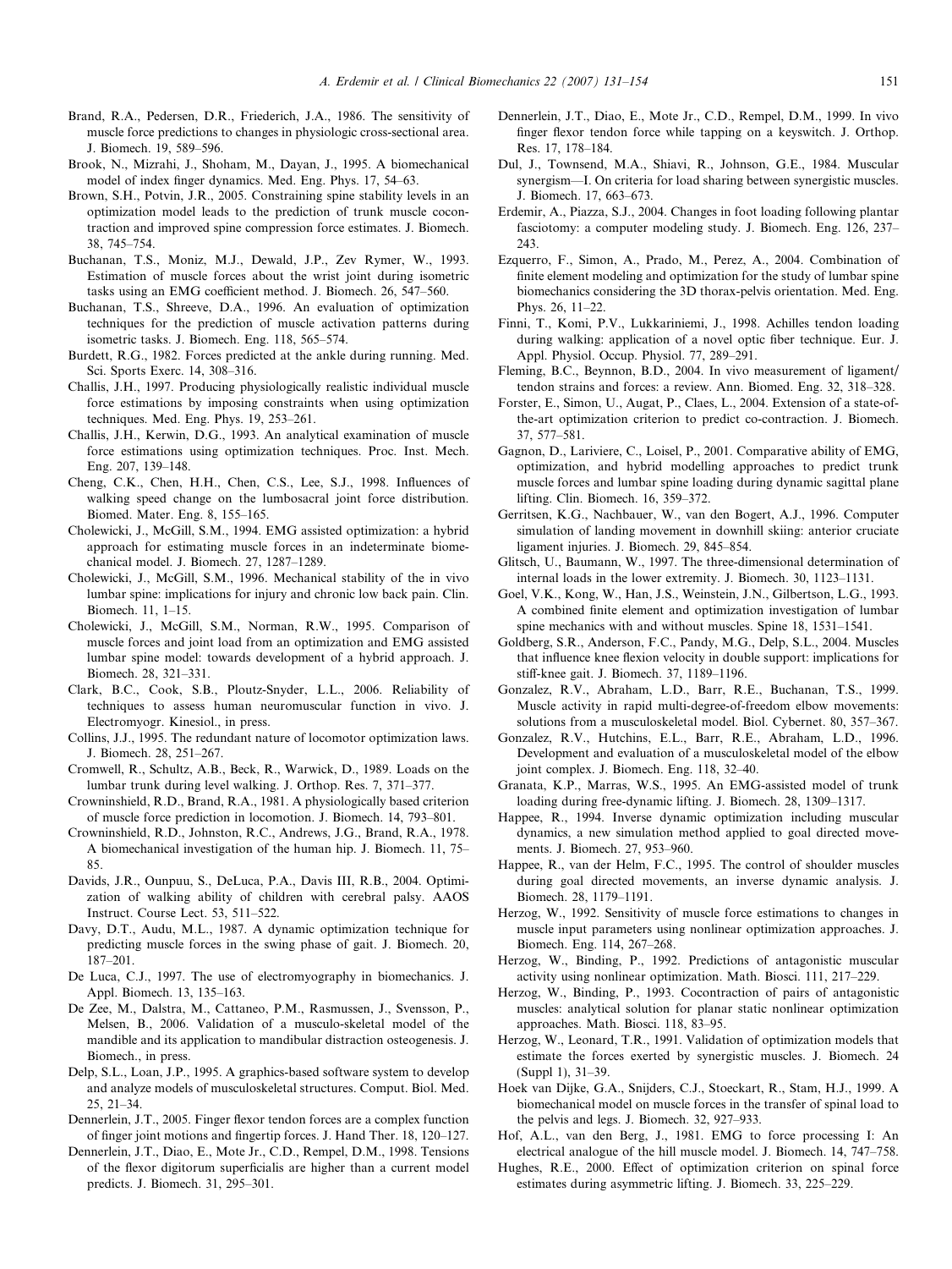Brand, R.A., Pedersen, D.R., Friederich, J.A., 1986. The sensitivity of muscle force predictions to changes in physiologic cross-sectional area. J. Biomech. 19, 589–596.

Brook, N., Mizrahi, J., Shoham, M., Dayan, J., 1995. A biomechanical model of index finger dynamics. Med. Eng. Phys. 17, 54–63.

Brown, S.H., Potvin, J.R., 2005. Constraining spine stability levels in an optimization model leads to the prediction of trunk muscle cocontraction and improved spine compression force estimates. J. Biomech. 38, 745–754.

Buchanan, T.S., Moniz, M.J., Dewald, J.P., Zev Rymer, W., 1993. Estimation of muscle forces about the wrist joint during isometric tasks using an EMG coefficient method. J. Biomech. 26, 547–560.

Buchanan, T.S., Shreeve, D.A., 1996. An evaluation of optimization techniques for the prediction of muscle activation patterns during isometric tasks. J. Biomech. Eng. 118, 565–574.

Burdett, R.G., 1982. Forces predicted at the ankle during running. Med. Sci. Sports Exerc. 14, 308–316.

Challis, J.H., 1997. Producing physiologically realistic individual muscle force estimations by imposing constraints when using optimization techniques. Med. Eng. Phys. 19, 253–261.

Challis, J.H., Kerwin, D.G., 1993. An analytical examination of muscle force estimations using optimization techniques. Proc. Inst. Mech. Eng. 207, 139–148.

Cheng, C.K., Chen, H.H., Chen, C.S., Lee, S.J., 1998. Influences of walking speed change on the lumbosacral joint force distribution. Biomed. Mater. Eng. 8, 155–165.

Cholewicki, J., McGill, S.M., 1994. EMG assisted optimization: a hybrid approach for estimating muscle forces in an indeterminate biomechanical model. J. Biomech. 27, 1287–1289.

Cholewicki, J., McGill, S.M., 1996. Mechanical stability of the in vivo lumbar spine: implications for injury and chronic low back pain. Clin. Biomech. 11, 1–15.

Cholewicki, J., McGill, S.M., Norman, R.W., 1995. Comparison of muscle forces and joint load from an optimization and EMG assisted lumbar spine model: towards development of a hybrid approach. J. Biomech. 28, 321–331.

Clark, B.C., Cook, S.B., Ploutz-Snyder, L.L., 2006. Reliability of techniques to assess human neuromuscular function in vivo. J. Electromyogr. Kinesiol., in press.

Collins, J.J., 1995. The redundant nature of locomotor optimization laws. J. Biomech. 28, 251–267.

Cromwell, R., Schultz, A.B., Beck, R., Warwick, D., 1989. Loads on the lumbar trunk during level walking. J. Orthop. Res. 7, 371–377.

Crowninshield, R.D., Brand, R.A., 1981. A physiologically based criterion of muscle force prediction in locomotion. J. Biomech. 14, 793–801.

Crowninshield, R.D., Johnston, R.C., Andrews, J.G., Brand, R.A., 1978. A biomechanical investigation of the human hip. J. Biomech. 11, 75–85.

Davids, J.R., Ounpuu, S., DeLuca, P.A., Davis III, R.B., 2004. Optimization of walking ability of children with cerebral palsy. AAOS Instruct. Course Lect. 53, 511–522.

Davy, D.T., Audu, M.L., 1987. A dynamic optimization technique for predicting muscle forces in the swing phase of gait. J. Biomech. 20, 187–201.

De Luca, C.J., 1997. The use of electromyography in biomechanics. J. Appl. Biomech. 13, 135–163.

De Zee, M., Dalstra, M., Cattaneo, P.M., Rasmussen, J., Svensson, P., Melsen, B., 2006. Validation of a musculo-skeletal model of the mandible and its application to mandibular distraction osteogenesis. J. Biomech., in press.

Delp, S.L., Loan, J.P., 1995. A graphics-based software system to develop and analyze models of musculoskeletal structures. Comput. Biol. Med. 25, 21–34.

Dennerlein, J.T., 2005. Finger flexor tendon forces are a complex function of finger joint motions and fingertip forces. J. Hand Ther. 18, 120–127.

Dennerlein, J.T., Diao, E., Mote Jr., C.D., Rempel, D.M., 1998. Tensions of the flexor digitorum superficialis are higher than a current model predicts. J. Biomech. 31, 295–301.

Dennerlein, J.T., Diao, E., Mote Jr., C.D., Rempel, D.M., 1999. In vivo finger flexor tendon force while tapping on a keyswitch. J. Orthop. Res. 17, 178–184.

Dul, J., Townsend, M.A., Shiavi, R., Johnson, G.E., 1984. Muscular synergism—I. On criteria for load sharing between synergistic muscles. J. Biomech. 17, 663–673.

Erdemir, A., Piazza, S.J., 2004. Changes in foot loading following plantar fasciotomy: a computer modeling study. J. Biomech. Eng. 126, 237–243.

Ezquerro, F., Simon, A., Prado, M., Perez, A., 2004. Combination of finite element modeling and optimization for the study of lumbar spine biomechanics considering the 3D thorax-pelvis orientation. Med. Eng. Phys. 26, 11–22.

Finni, T., Komi, P.V., Lukkariniemi, J., 1998. Achilles tendon loading during walking: application of a novel optic fiber technique. Eur. J. Appl. Physiol. Occup. Physiol. 77, 289–291.

Fleming, B.C., Beynnon, B.D., 2004. In vivo measurement of ligament/tendon strains and forces: a review. Ann. Biomed. Eng. 32, 318–328.

Forster, E., Simon, U., Augat, P., Claes, L., 2004. Extension of a state-of-the-art optimization criterion to predict co-contraction. J. Biomech. 37, 577–581.

Gagnon, D., Lariviere, C., Loisel, P., 2001. Comparative ability of EMG, optimization, and hybrid modelling approaches to predict trunk muscle forces and lumbar spine loading during dynamic sagittal plane lifting. Clin. Biomech. 16, 359–372.

Gerritsen, K.G., Nachbauer, W., van den Bogert, A.J., 1996. Computer simulation of landing movement in downhill skiing: anterior cruciate ligament injuries. J. Biomech. 29, 845–854.

Glitsch, U., Baumann, W., 1997. The three-dimensional determination of internal loads in the lower extremity. J. Biomech. 30, 1123–1131.

Goel, V.K., Kong, W., Han, J.S., Weinstein, J.N., Gilbertson, L.G., 1993. A combined finite element and optimization investigation of lumbar spine mechanics with and without muscles. Spine 18, 1531–1541.

Goldberg, S.R., Anderson, F.C., Pandy, M.G., Delp, S.L., 2004. Muscles that influence knee flexion velocity in double support: implications for stiff-knee gait. J. Biomech. 37, 1189–1196.

Gonzalez, R.V., Abraham, L.D., Barr, R.E., Buchanan, T.S., 1999. Muscle activity in rapid multi-degree-of-freedom elbow movements: solutions from a musculoskeletal model. Biol. Cybernet. 80, 357–367.

Gonzalez, R.V., Hutchins, E.L., Barr, R.E., Abraham, L.D., 1996. Development and evaluation of a musculoskeletal model of the elbow joint complex. J. Biomech. Eng. 118, 32–40.

Granata, K.P., Marras, W.S., 1995. An EMG-assisted model of trunk loading during free-dynamic lifting. J. Biomech. 28, 1309–1317.

Happee, R., 1994. Inverse dynamic optimization including muscular dynamics, a new simulation method applied to goal directed movements. J. Biomech. 27, 953–960.

Happee, R., van der Helm, F.C., 1995. The control of shoulder muscles during goal directed movements, an inverse dynamic analysis. J. Biomech. 28, 1179–1191.

Herzog, W., 1992. Sensitivity of muscle force estimations to changes in muscle input parameters using nonlinear optimization approaches. J. Biomech. Eng. 114, 267–268.

Herzog, W., Binding, P., 1992. Predictions of antagonistic muscular activity using nonlinear optimization. Math. Biosci. 111, 217–229.

Herzog, W., Binding, P., 1993. Cocontraction of pairs of antagonistic muscles: analytical solution for planar static nonlinear optimization approaches. Math. Biosci. 118, 83–95.

Herzog, W., Leonard, T.R., 1991. Validation of optimization models that estimate the forces exerted by synergistic muscles. J. Biomech. 24 (Suppl 1), 31–39.

Hoek van Dijke, G.A., Snijders, C.J., Stoeckart, R., Stam, H.J., 1999. A biomechanical model on muscle forces in the transfer of spinal load to the pelvis and legs. J. Biomech. 32, 927–933.

Hof, A.L., van den Berg, J., 1981. EMG to force processing I: An electrical analogue of the hill muscle model. J. Biomech. 14, 747–758.

Hughes, R.E., 2000. Effect of optimization criterion on spinal force estimates during asymmetric lifting. J. Biomech. 33, 225–229.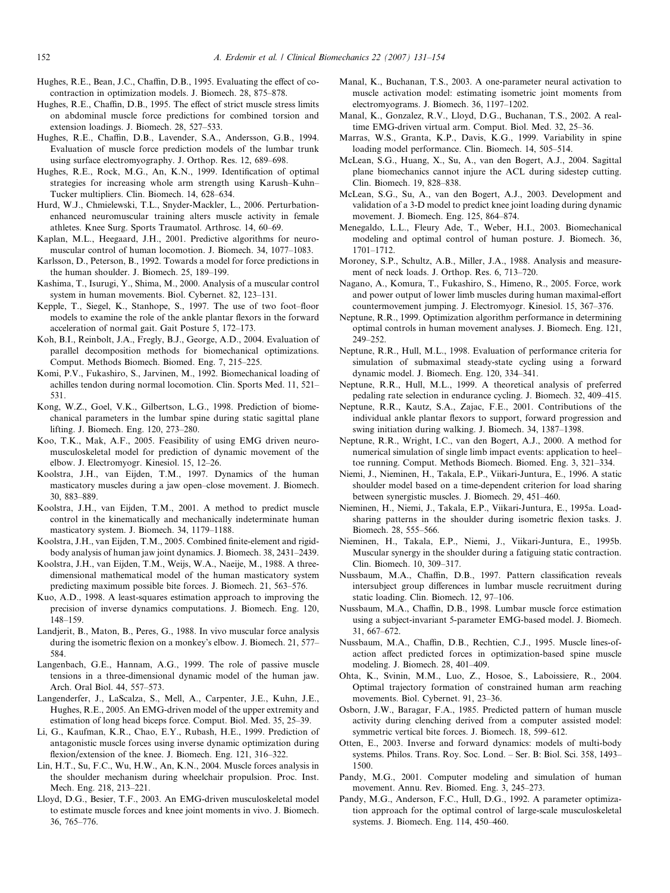Hughes, R.E., Bean, J.C., Chaffin, D.B., 1995. Evaluating the effect of co-contraction in optimization models. J. Biomech. 28, 875–878.

Hughes, R.E., Chaffin, D.B., 1995. The effect of strict muscle stress limits on abdominal muscle force predictions for combined torsion and extension loadings. J. Biomech. 28, 527–533.

Hughes, R.E., Chaffin, D.B., Lavender, S.A., Andersson, G.B., 1994. Evaluation of muscle force prediction models of the lumbar trunk using surface electromyography. J. Orthop. Res. 12, 689–698.

Hughes, R.E., Rock, M.G., An, K.N., 1999. Identification of optimal strategies for increasing whole arm strength using Karush–Kuhn–Tucker multipliers. Clin. Biomech. 14, 628–634.

Hurd, W.J., Chmielewski, T.L., Snyder-Mackler, L., 2006. Perturbation-enhanced neuromuscular training alters muscle activity in female athletes. Knee Surg. Sports Traumatol. Arthrosc. 14, 60–69.

Kaplan, M.L., Heegaard, J.H., 2001. Predictive algorithms for neuromuscular control of human locomotion. J. Biomech. 34, 1077–1083.

Karlsson, D., Peterson, B., 1992. Towards a model for force predictions in the human shoulder. J. Biomech. 25, 189–199.

Kashima, T., Isurugi, Y., Shima, M., 2000. Analysis of a muscular control system in human movements. Biol. Cybernet. 82, 123–131.

Kepple, T., Siegel, K., Stanhope, S., 1997. The use of two foot–floor models to examine the role of the ankle plantar flexors in the forward acceleration of normal gait. Gait Posture 5, 172–173.

Koh, B.I., Reinbolt, J.A., Fregly, B.J., George, A.D., 2004. Evaluation of parallel decomposition methods for biomechanical optimizations. Comput. Methods Biomech. Biomed. Eng. 7, 215–225.

Komi, P.V., Fukashiro, S., Jarvinen, M., 1992. Biomechanical loading of achilles tendon during normal locomotion. Clin. Sports Med. 11, 521–531.

Kong, W.Z., Goel, V.K., Gilbertson, L.G., 1998. Prediction of biomechanical parameters in the lumbar spine during static sagittal plane lifting. J. Biomech. Eng. 120, 273–280.

Koo, T.K., Mak, A.F., 2005. Feasibility of using EMG driven neuromusculoskeletal model for prediction of dynamic movement of the elbow. J. Electromyogr. Kinesiol. 15, 12–26.

Koolstra, J.H., van Eijden, T.M., 1997. Dynamics of the human masticatory muscles during a jaw open–close movement. J. Biomech. 30, 883–889.

Koolstra, J.H., van Eijden, T.M., 2001. A method to predict muscle control in the kinematically and mechanically indeterminate human masticatory system. J. Biomech. 34, 1179–1188.

Koolstra, J.H., van Eijden, T.M., 2005. Combined finite-element and rigid-body analysis of human jaw joint dynamics. J. Biomech. 38, 2431–2439.

Koolstra, J.H., van Eijden, T.M., Weijs, W.A., Naeije, M., 1988. A three-dimensional mathematical model of the human masticatory system predicting maximum possible bite forces. J. Biomech. 21, 563–576.

Kuo, A.D., 1998. A least-squares estimation approach to improving the precision of inverse dynamics computations. J. Biomech. Eng. 120, 148–159.

Landjerit, B., Maton, B., Peres, G., 1988. In vivo muscular force analysis during the isometric flexion on a monkey's elbow. J. Biomech. 21, 577–584.

Langenbach, G.E., Hannam, A.G., 1999. The role of passive muscle tensions in a three-dimensional dynamic model of the human jaw. Arch. Oral Biol. 44, 557–573.

Langenderfer, J., LaScalza, S., Mell, A., Carpenter, J.E., Kuhn, J.E., Hughes, R.E., 2005. An EMG-driven model of the upper extremity and estimation of long head biceps force. Comput. Biol. Med. 35, 25–39.

Li, G., Kaufman, K.R., Chao, E.Y., Rubash, H.E., 1999. Prediction of antagonistic muscle forces using inverse dynamic optimization during flexion/extension of the knee. J. Biomech. Eng. 121, 316–322.

Lin, H.T., Su, F.C., Wu, H.W., An, K.N., 2004. Muscle forces analysis in the shoulder mechanism during wheelchair propulsion. Proc. Inst. Mech. Eng. 218, 213–221.

Lloyd, D.G., Besier, T.F., 2003. An EMG-driven musculoskeletal model to estimate muscle forces and knee joint moments in vivo. J. Biomech. 36, 765–776.

Manal, K., Buchanan, T.S., 2003. A one-parameter neural activation to muscle activation model: estimating isometric joint moments from electromyograms. J. Biomech. 36, 1197–1202.

Manal, K., Gonzalez, R.V., Lloyd, D.G., Buchanan, T.S., 2002. A real-time EMG-driven virtual arm. Comput. Biol. Med. 32, 25–36.

Marras, W.S., Granta, K.P., Davis, K.G., 1999. Variability in spine loading model performance. Clin. Biomech. 14, 505–514.

McLean, S.G., Huang, X., Su, A., van den Bogert, A.J., 2004. Sagittal plane biomechanics cannot injure the ACL during sidestep cutting. Clin. Biomech. 19, 828–838.

McLean, S.G., Su, A., van den Bogert, A.J., 2003. Development and validation of a 3-D model to predict knee joint loading during dynamic movement. J. Biomech. Eng. 125, 864–874.

Menegaldo, L.L., Fleury Ade, T., Weber, H.I., 2003. Biomechanical modeling and optimal control of human posture. J. Biomech. 36, 1701–1712.

Moroney, S.P., Schultz, A.B., Miller, J.A., 1988. Analysis and measurement of neck loads. J. Orthop. Res. 6, 713–720.

Nagano, A., Komura, T., Fukashiro, S., Himeno, R., 2005. Force, work and power output of lower limb muscles during human maximal-effort countermovement jumping. J. Electromyogr. Kinesiol. 15, 367–376.

Neptune, R.R., 1999. Optimization algorithm performance in determining optimal controls in human movement analyses. J. Biomech. Eng. 121, 249–252.

Neptune, R.R., Hull, M.L., 1998. Evaluation of performance criteria for simulation of submaximal steady-state cycling using a forward dynamic model. J. Biomech. Eng. 120, 334–341.

Neptune, R.R., Hull, M.L., 1999. A theoretical analysis of preferred pedaling rate selection in endurance cycling. J. Biomech. 32, 409–415.

Neptune, R.R., Kautz, S.A., Zajac, F.E., 2001. Contributions of the individual ankle plantar flexors to support, forward progression and swing initiation during walking. J. Biomech. 34, 1387–1398.

Neptune, R.R., Wright, I.C., van den Bogert, A.J., 2000. A method for numerical simulation of single limb impact events: application to heel–toe running. Comput. Methods Biomech. Biomed. Eng. 3, 321–334.

Niemi, J., Nieminen, H., Takala, E.P., Viikari-Juntura, E., 1996. A static shoulder model based on a time-dependent criterion for load sharing between synergistic muscles. J. Biomech. 29, 451–460.

Nieminen, H., Niemi, J., Takala, E.P., Viikari-Juntura, E., 1995a. Load-sharing patterns in the shoulder during isometric flexion tasks. J. Biomech. 28, 555–566.

Nieminen, H., Takala, E.P., Niemi, J., Viikari-Juntura, E., 1995b. Muscular synergy in the shoulder during a fatiguing static contraction. Clin. Biomech. 10, 309–317.

Nussbaum, M.A., Chaffin, D.B., 1997. Pattern classification reveals intersubject group differences in lumbar muscle recruitment during static loading. Clin. Biomech. 12, 97–106.

Nussbaum, M.A., Chaffin, D.B., 1998. Lumbar muscle force estimation using a subject-invariant 5-parameter EMG-based model. J. Biomech. 31, 667–672.

Nussbaum, M.A., Chaffin, D.B., Rechtien, C.J., 1995. Muscle lines-of-action affect predicted forces in optimization-based spine muscle modeling. J. Biomech. 28, 401–409.

Ohta, K., Svinin, M.M., Luo, Z., Hosoe, S., Laboissiere, R., 2004. Optimal trajectory formation of constrained human arm reaching movements. Biol. Cybernet. 91, 23–36.

Osborn, J.W., Baragar, F.A., 1985. Predicted pattern of human muscle activity during clenching derived from a computer assisted model: symmetric vertical bite forces. J. Biomech. 18, 599–612.

Otten, E., 2003. Inverse and forward dynamics: models of multi-body systems. Philos. Trans. Roy. Soc. Lond. – Ser. B: Biol. Sci. 358, 1493–1500.

Pandy, M.G., 2001. Computer modeling and simulation of human movement. Annu. Rev. Biomed. Eng. 3, 245–273.

Pandy, M.G., Anderson, F.C., Hull, D.G., 1992. A parameter optimization approach for the optimal control of large-scale musculoskeletal systems. J. Biomech. Eng. 114, 450–460.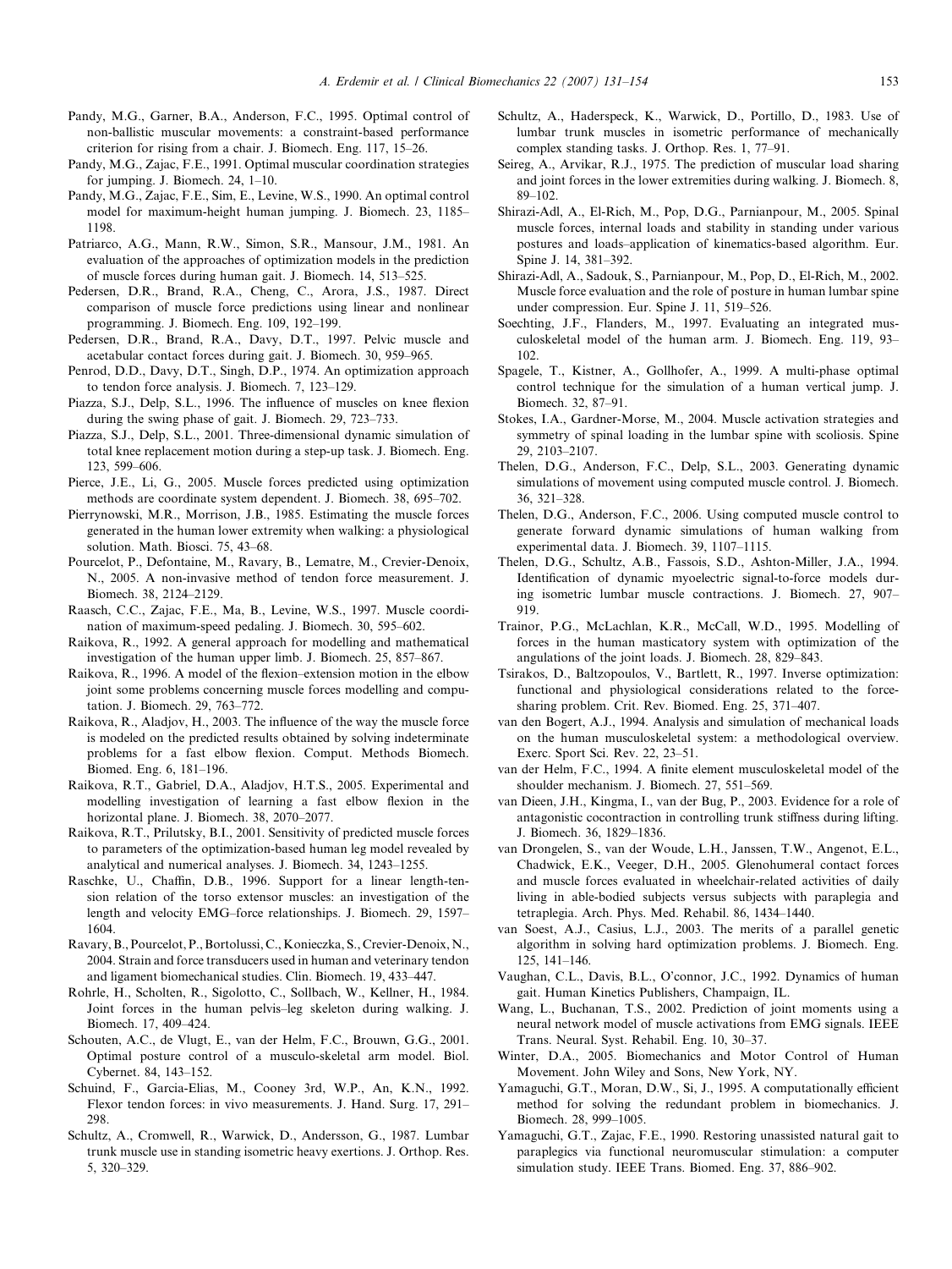Pandy, M.G., Garner, B.A., Anderson, F.C., 1995. Optimal control of non-ballistic muscular movements: a constraint-based performance criterion for rising from a chair. J. Biomech. Eng. 117, 15–26.

Pandy, M.G., Zajac, F.E., 1991. Optimal muscular coordination strategies for jumping. J. Biomech. 24, 1–10.

Pandy, M.G., Zajac, F.E., Sim, E., Levine, W.S., 1990. An optimal control model for maximum-height human jumping. J. Biomech. 23, 1185–1198.

Patriarco, A.G., Mann, R.W., Simon, S.R., Mansour, J.M., 1981. An evaluation of the approaches of optimization models in the prediction of muscle forces during human gait. J. Biomech. 14, 513–525.

Pedersen, D.R., Brand, R.A., Cheng, C., Arora, J.S., 1987. Direct comparison of muscle force predictions using linear and nonlinear programming. J. Biomech. Eng. 109, 192–199.

Pedersen, D.R., Brand, R.A., Davy, D.T., 1997. Pelvic muscle and acetabular contact forces during gait. J. Biomech. 30, 959–965.

Penrod, D.D., Davy, D.T., Singh, D.P., 1974. An optimization approach to tendon force analysis. J. Biomech. 7, 123–129.

Piazza, S.J., Delp, S.L., 1996. The influence of muscles on knee flexion during the swing phase of gait. J. Biomech. 29, 723–733.

Piazza, S.J., Delp, S.L., 2001. Three-dimensional dynamic simulation of total knee replacement motion during a step-up task. J. Biomech. Eng. 123, 599–606.

Pierce, J.E., Li, G., 2005. Muscle forces predicted using optimization methods are coordinate system dependent. J. Biomech. 38, 695–702.

Pierrynowski, M.R., Morrison, J.B., 1985. Estimating the muscle forces generated in the human lower extremity when walking: a physiological solution. Math. Biosci. 75, 43–68.

Pourcelot, P., Defontaine, M., Ravary, B., Lematre, M., Crevier-Denoix, N., 2005. A non-invasive method of tendon force measurement. J. Biomech. 38, 2124–2129.

Raasch, C.C., Zajac, F.E., Ma, B., Levine, W.S., 1997. Muscle coordination of maximum-speed pedaling. J. Biomech. 30, 595–602.

Raikova, R., 1992. A general approach for modelling and mathematical investigation of the human upper limb. J. Biomech. 25, 857–867.

Raikova, R., 1996. A model of the flexion–extension motion in the elbow joint some problems concerning muscle forces modelling and computation. J. Biomech. 29, 763–772.

Raikova, R., Aladjov, H., 2003. The influence of the way the muscle force is modeled on the predicted results obtained by solving indeterminate problems for a fast elbow flexion. Comput. Methods Biomech. Biomed. Eng. 6, 181–196.

Raikova, R.T., Gabriel, D.A., Aladjov, H.T.S., 2005. Experimental and modelling investigation of learning a fast elbow flexion in the horizontal plane. J. Biomech. 38, 2070–2077.

Raikova, R.T., Prilutsky, B.I., 2001. Sensitivity of predicted muscle forces to parameters of the optimization-based human leg model revealed by analytical and numerical analyses. J. Biomech. 34, 1243–1255.

Raschke, U., Chaffin, D.B., 1996. Support for a linear length-tension relation of the torso extensor muscles: an investigation of the length and velocity EMG–force relationships. J. Biomech. 29, 1597–1604.

Ravary, B., Pourcelot, P., Bortolussi, C., Konieczka, S., Crevier-Denoix, N., 2004. Strain and force transducers used in human and veterinary tendon and ligament biomechanical studies. Clin. Biomech. 19, 433–447.

Rohrle, H., Scholten, R., Sigolotto, C., Sollbach, W., Kellner, H., 1984. Joint forces in the human pelvis–leg skeleton during walking. J. Biomech. 17, 409–424.

Schouten, A.C., de Vlugt, E., van der Helm, F.C., Brouwn, G.G., 2001. Optimal posture control of a musculo-skeletal arm model. Biol. Cybernet. 84, 143–152.

Schuind, F., Garcia-Elias, M., Cooney 3rd, W.P., An, K.N., 1992. Flexor tendon forces: in vivo measurements. J. Hand. Surg. 17, 291–298.

Schultz, A., Cromwell, R., Warwick, D., Andersson, G., 1987. Lumbar trunk muscle use in standing isometric heavy exertions. J. Orthop. Res. 5, 320–329.

Schultz, A., Haderspeck, K., Warwick, D., Portillo, D., 1983. Use of lumbar trunk muscles in isometric performance of mechanically complex standing tasks. J. Orthop. Res. 1, 77–91.

Seireg, A., Arvikar, R.J., 1975. The prediction of muscular load sharing and joint forces in the lower extremities during walking. J. Biomech. 8, 89–102.

Shirazi-Adl, A., El-Rich, M., Pop, D.G., Parnianpour, M., 2005. Spinal muscle forces, internal loads and stability in standing under various postures and loads–application of kinematics-based algorithm. Eur. Spine J. 14, 381–392.

Shirazi-Adl, A., Sadouk, S., Parnianpour, M., Pop, D., El-Rich, M., 2002. Muscle force evaluation and the role of posture in human lumbar spine under compression. Eur. Spine J. 11, 519–526.

Soechting, J.F., Flanders, M., 1997. Evaluating an integrated musculoskeletal model of the human arm. J. Biomech. Eng. 119, 93–102.

Spagele, T., Kistner, A., Gollhofer, A., 1999. A multi-phase optimal control technique for the simulation of a human vertical jump. J. Biomech. 32, 87–91.

Stokes, I.A., Gardner-Morse, M., 2004. Muscle activation strategies and symmetry of spinal loading in the lumbar spine with scoliosis. Spine 29, 2103–2107.

Thelen, D.G., Anderson, F.C., Delp, S.L., 2003. Generating dynamic simulations of movement using computed muscle control. J. Biomech. 36, 321–328.

Thelen, D.G., Anderson, F.C., 2006. Using computed muscle control to generate forward dynamic simulations of human walking from experimental data. J. Biomech. 39, 1107–1115.

Thelen, D.G., Schultz, A.B., Fassois, S.D., Ashton-Miller, J.A., 1994. Identification of dynamic myoelectric signal-to-force models during isometric lumbar muscle contractions. J. Biomech. 27, 907–919.

Trainor, P.G., McLachlan, K.R., McCall, W.D., 1995. Modelling of forces in the human masticatory system with optimization of the angulations of the joint loads. J. Biomech. 28, 829–843.

Tsirakos, D., Baltzopoulos, V., Bartlett, R., 1997. Inverse optimization: functional and physiological considerations related to the force-sharing problem. Crit. Rev. Biomed. Eng. 25, 371–407.

van den Bogert, A.J., 1994. Analysis and simulation of mechanical loads on the human musculoskeletal system: a methodological overview. Exerc. Sport Sci. Rev. 22, 23–51.

van der Helm, F.C., 1994. A finite element musculoskeletal model of the shoulder mechanism. J. Biomech. 27, 551–569.

van Dieen, J.H., Kingma, I., van der Bug, P., 2003. Evidence for a role of antagonistic cocontraction in controlling trunk stiffness during lifting. J. Biomech. 36, 1829–1836.

van Drongelen, S., van der Woude, L.H., Janssen, T.W., Angenot, E.L., Chadwick, E.K., Veeger, D.H., 2005. Glenohumeral contact forces and muscle forces evaluated in wheelchair-related activities of daily living in able-bodied subjects versus subjects with paraplegia and tetraplegia. Arch. Phys. Med. Rehabil. 86, 1434–1440.

van Soest, A.J., Casius, L.J., 2003. The merits of a parallel genetic algorithm in solving hard optimization problems. J. Biomech. Eng. 125, 141–146.

Vaughan, C.L., Davis, B.L., O'connor, J.C., 1992. Dynamics of human gait. Human Kinetics Publishers, Champaign, IL.

Wang, L., Buchanan, T.S., 2002. Prediction of joint moments using a neural network model of muscle activations from EMG signals. IEEE Trans. Neural. Syst. Rehabil. Eng. 10, 30–37.

Winter, D.A., 2005. Biomechanics and Motor Control of Human Movement. John Wiley and Sons, New York, NY.

Yamaguchi, G.T., Moran, D.W., Si, J., 1995. A computationally efficient method for solving the redundant problem in biomechanics. J. Biomech. 28, 999–1005.

Yamaguchi, G.T., Zajac, F.E., 1990. Restoring unassisted natural gait to paraplegics via functional neuromuscular stimulation: a computer simulation study. IEEE Trans. Biomed. Eng. 37, 886–902.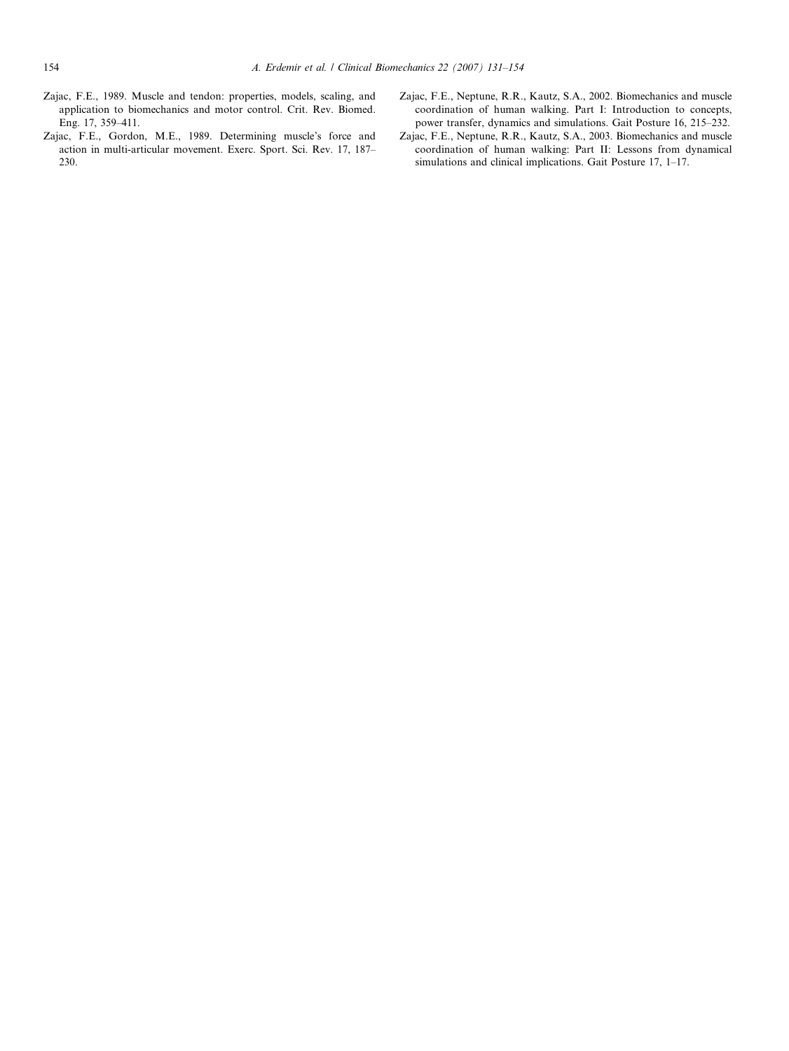Zajac, F.E., 1989. Muscle and tendon: properties, models, scaling, and application to biomechanics and motor control. Crit. Rev. Biomed. Eng. 17, 359–411.

Zajac, F.E., Gordon, M.E., 1989. Determining muscle's force and action in multi-articular movement. Exerc. Sport. Sci. Rev. 17, 187–230.

Zajac, F.E., Neptune, R.R., Kautz, S.A., 2002. Biomechanics and muscle coordination of human walking. Part I: Introduction to concepts, power transfer, dynamics and simulations. Gait Posture 16, 215–232.

Zajac, F.E., Neptune, R.R., Kautz, S.A., 2003. Biomechanics and muscle coordination of human walking: Part II: Lessons from dynamical simulations and clinical implications. Gait Posture 17, 1–17.